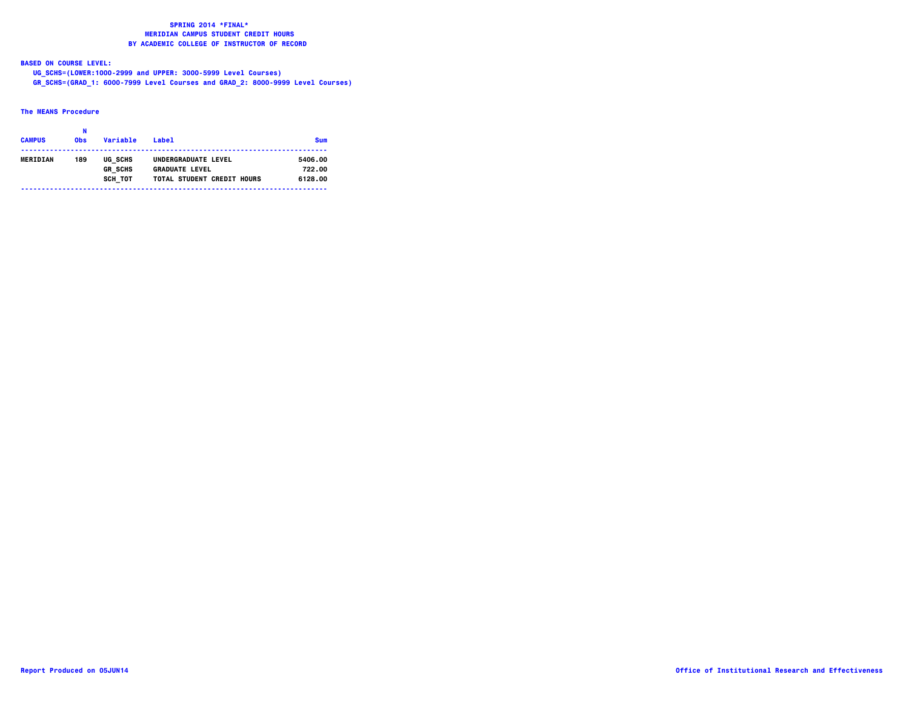# SPRING 2014 *FINAL*
## MERIDIAN CAMPUS STUDENT CREDIT HOURS
## BY ACADEMIC COLLEGE OF INSTRUCTOR OF RECORD

**BASED ON COURSE LEVEL:**
UG_SCHS=(LOWER:1000-2999 and UPPER: 3000-5999 Level Courses)
GR_SCHS=(GRAD_1: 6000-7999 Level Courses and GRAD_2: 8000-9999 Level Courses)

**The MEANS Procedure**

| CAMPUS | N Obs | Variable | Label | Sum |
|---|---|---|---|---|
| MERIDIAN | 189 | UG_SCHS | UNDERGRADUATE LEVEL | 5406.00 |
| | | GR_SCHS | GRADUATE LEVEL | 722.00 |
| | | SCH_TOT | TOTAL STUDENT CREDIT HOURS | 6128.00 |

Report Produced on 05JUN14

Office of Institutional Research and Effectiveness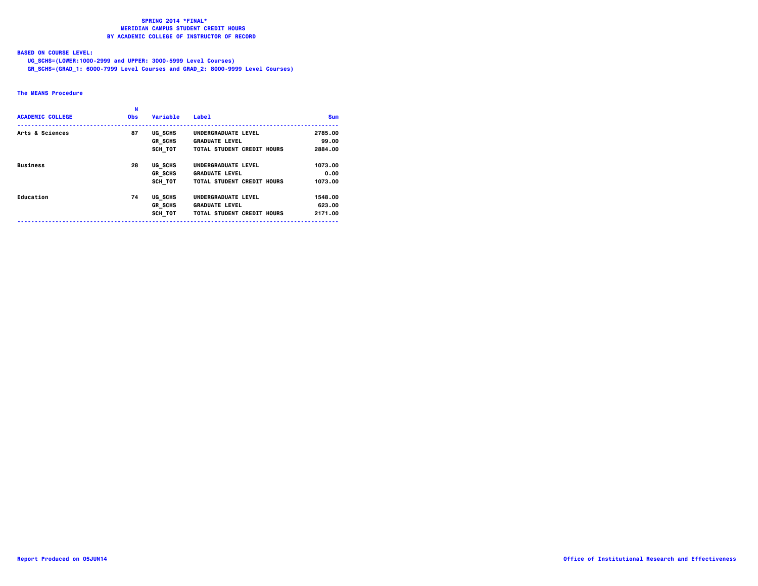# SPRING 2014 *FINAL*
## MERIDIAN CAMPUS STUDENT CREDIT HOURS
## BY ACADEMIC COLLEGE OF INSTRUCTOR OF RECORD

**BASED ON COURSE LEVEL:**

UG_SCHS=(LOWER:1000-2999 and UPPER: 3000-5999 Level Courses)
GR_SCHS=(GRAD_1: 6000-7999 Level Courses and GRAD_2: 8000-9999 Level Courses)

**The MEANS Procedure**

| ACADEMIC COLLEGE | N Obs | Variable | Label | Sum |
|---|---|---|---|---|
| Arts & Sciences | 87 | UG_SCHS | UNDERGRADUATE LEVEL | 2785.00 |
| | | GR_SCHS | GRADUATE LEVEL | 99.00 |
| | | SCH_TOT | TOTAL STUDENT CREDIT HOURS | 2884.00 |
| Business | 28 | UG_SCHS | UNDERGRADUATE LEVEL | 1073.00 |
| | | GR_SCHS | GRADUATE LEVEL | 0.00 |
| | | SCH_TOT | TOTAL STUDENT CREDIT HOURS | 1073.00 |
| Education | 74 | UG_SCHS | UNDERGRADUATE LEVEL | 1548.00 |
| | | GR_SCHS | GRADUATE LEVEL | 623.00 |
| | | SCH_TOT | TOTAL STUDENT CREDIT HOURS | 2171.00 |

Report Produced on 05JUN14

Office of Institutional Research and Effectiveness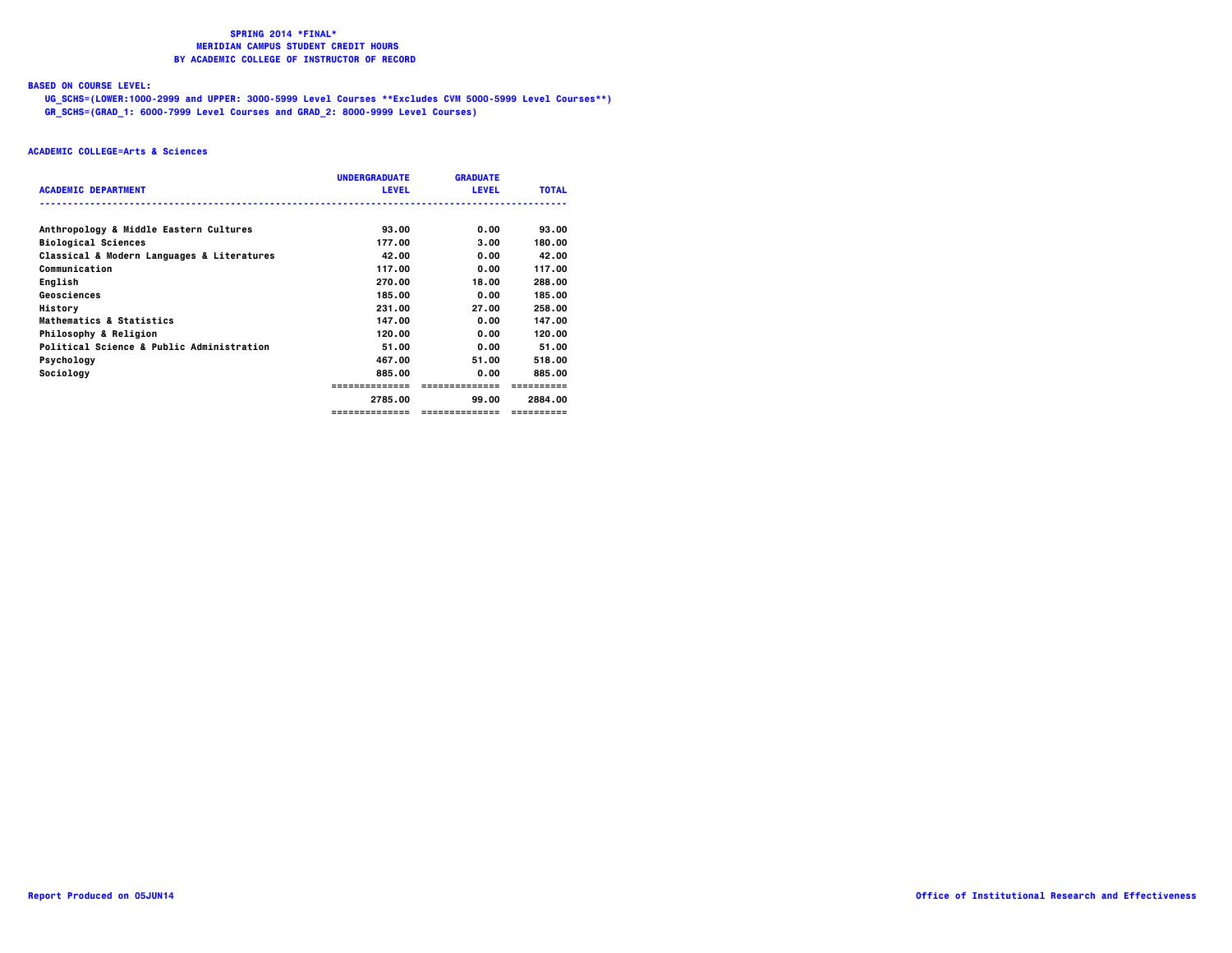# SPRING 2014 *FINAL*
## MERIDIAN CAMPUS STUDENT CREDIT HOURS
## BY ACADEMIC COLLEGE OF INSTRUCTOR OF RECORD

**BASED ON COURSE LEVEL:**

UG_SCHS=(LOWER:1000-2999 and UPPER: 3000-5999 Level Courses **Excludes CVM 5000-5999 Level Courses**)

GR_SCHS=(GRAD_1: 6000-7999 Level Courses and GRAD_2: 8000-9999 Level Courses)

**ACADEMIC COLLEGE=Arts & Sciences**

| ACADEMIC DEPARTMENT | UNDERGRADUATE LEVEL | GRADUATE LEVEL | TOTAL |
|---|---|---|---|
| Anthropology & Middle Eastern Cultures | 93.00 | 0.00 | 93.00 |
| Biological Sciences | 177.00 | 3.00 | 180.00 |
| Classical & Modern Languages & Literatures | 42.00 | 0.00 | 42.00 |
| Communication | 117.00 | 0.00 | 117.00 |
| English | 270.00 | 18.00 | 288.00 |
| Geosciences | 185.00 | 0.00 | 185.00 |
| History | 231.00 | 27.00 | 258.00 |
| Mathematics & Statistics | 147.00 | 0.00 | 147.00 |
| Philosophy & Religion | 120.00 | 0.00 | 120.00 |
| Political Science & Public Administration | 51.00 | 0.00 | 51.00 |
| Psychology | 467.00 | 51.00 | 518.00 |
| Sociology | 885.00 | 0.00 | 885.00 |
| | 2785.00 | 99.00 | 2884.00 |

Report Produced on 05JUN14

Office of Institutional Research and Effectiveness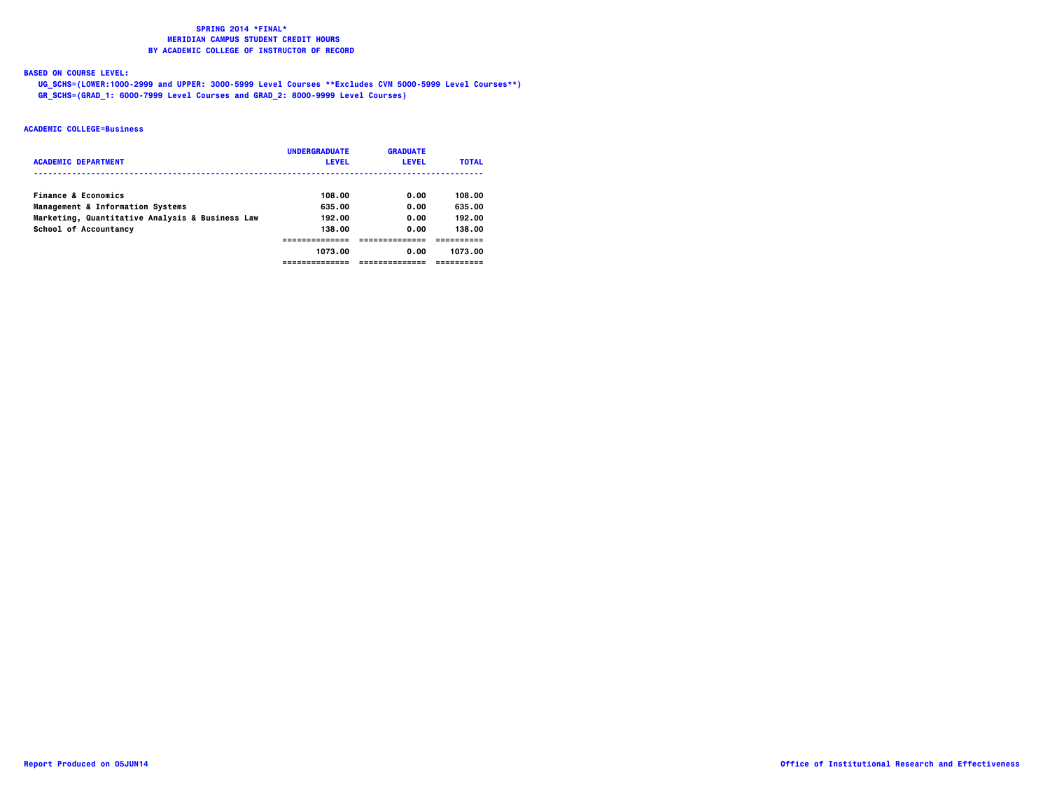**SPRING 2014 *FINAL***
**MERIDIAN CAMPUS STUDENT CREDIT HOURS**
**BY ACADEMIC COLLEGE OF INSTRUCTOR OF RECORD**

**BASED ON COURSE LEVEL:**
UG_SCHS=(LOWER:1000-2999 and UPPER: 3000-5999 Level Courses **Excludes CVM 5000-5999 Level Courses**)
GR_SCHS=(GRAD_1: 6000-7999 Level Courses and GRAD_2: 8000-9999 Level Courses)

**ACADEMIC COLLEGE=Business**

| ACADEMIC DEPARTMENT | UNDERGRADUATE LEVEL | GRADUATE LEVEL | TOTAL |
|---|---|---|---|
| Finance & Economics | 108.00 | 0.00 | 108.00 |
| Management & Information Systems | 635.00 | 0.00 | 635.00 |
| Marketing, Quantitative Analysis & Business Law | 192.00 | 0.00 | 192.00 |
| School of Accountancy | 138.00 | 0.00 | 138.00 |
| | 1073.00 | 0.00 | 1073.00 |

Report Produced on 05JUN14

Office of Institutional Research and Effectiveness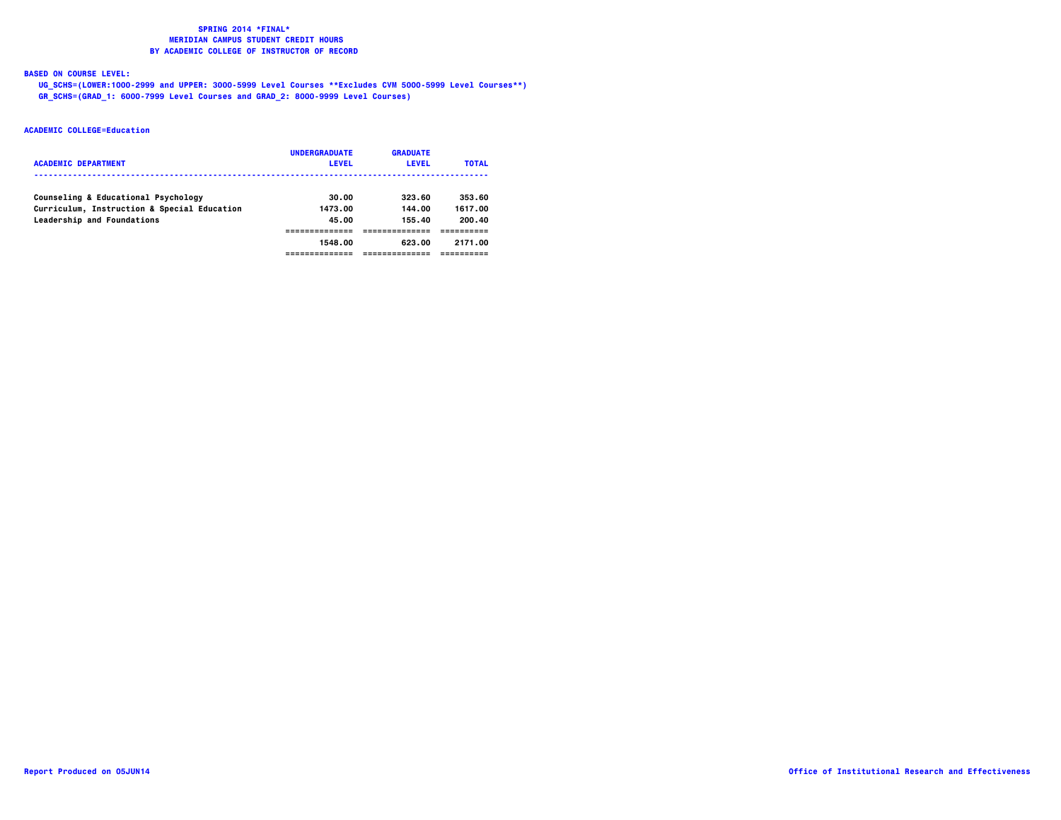**SPRING 2014 *FINAL***
**MERIDIAN CAMPUS STUDENT CREDIT HOURS**
**BY ACADEMIC COLLEGE OF INSTRUCTOR OF RECORD**

**BASED ON COURSE LEVEL:**
UG_SCHS=(LOWER:1000-2999 and UPPER: 3000-5999 Level Courses **Excludes CVM 5000-5999 Level Courses**)
GR_SCHS=(GRAD_1: 6000-7999 Level Courses and GRAD_2: 8000-9999 Level Courses)

**ACADEMIC COLLEGE=Education**

| ACADEMIC DEPARTMENT | UNDERGRADUATE LEVEL | GRADUATE LEVEL | TOTAL |
|---|---|---|---|
| Counseling & Educational Psychology | 30.00 | 323.60 | 353.60 |
| Curriculum, Instruction & Special Education | 1473.00 | 144.00 | 1617.00 |
| Leadership and Foundations | 45.00 | 155.40 | 200.40 |
| | 1548.00 | 623.00 | 2171.00 |

Report Produced on 05JUN14

Office of Institutional Research and Effectiveness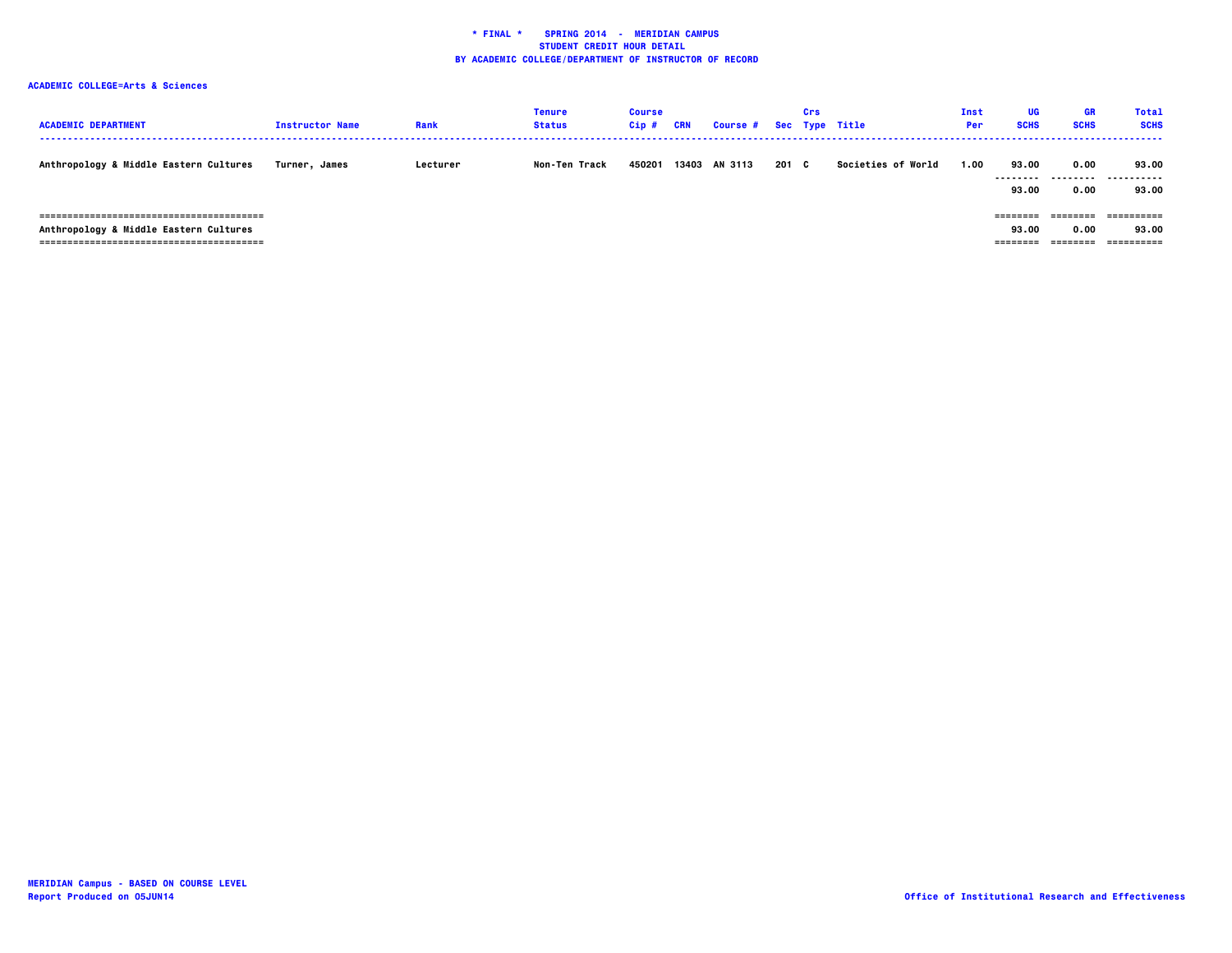**\* FINAL \* SPRING 2014 - MERIDIAN CAMPUS**
**STUDENT CREDIT HOUR DETAIL**
**BY ACADEMIC COLLEGE/DEPARTMENT OF INSTRUCTOR OF RECORD**

**ACADEMIC COLLEGE=Arts & Sciences**

| ACADEMIC DEPARTMENT | Instructor Name | Rank | Tenure Status | Course Cip # | CRN | Course # | Sec | Crs Type | Title | Inst Per | UG SCHS | GR SCHS | Total SCHS |
|---|---|---|---|---|---|---|---|---|---|---|---|---|---|
| Anthropology & Middle Eastern Cultures | Turner, James | Lecturer | Non-Ten Track | 450201 | 13403 | AN 3113 | 201 | C | Societies of World | 1.00 | 93.00 | 0.00 | 93.00 |
| | | | | | | | | | | | 93.00 | 0.00 | 93.00 |
| Anthropology & Middle Eastern Cultures | | | | | | | | | | | 93.00 | 0.00 | 93.00 |

MERIDIAN Campus - BASED ON COURSE LEVEL
Report Produced on 05JUN14

Office of Institutional Research and Effectiveness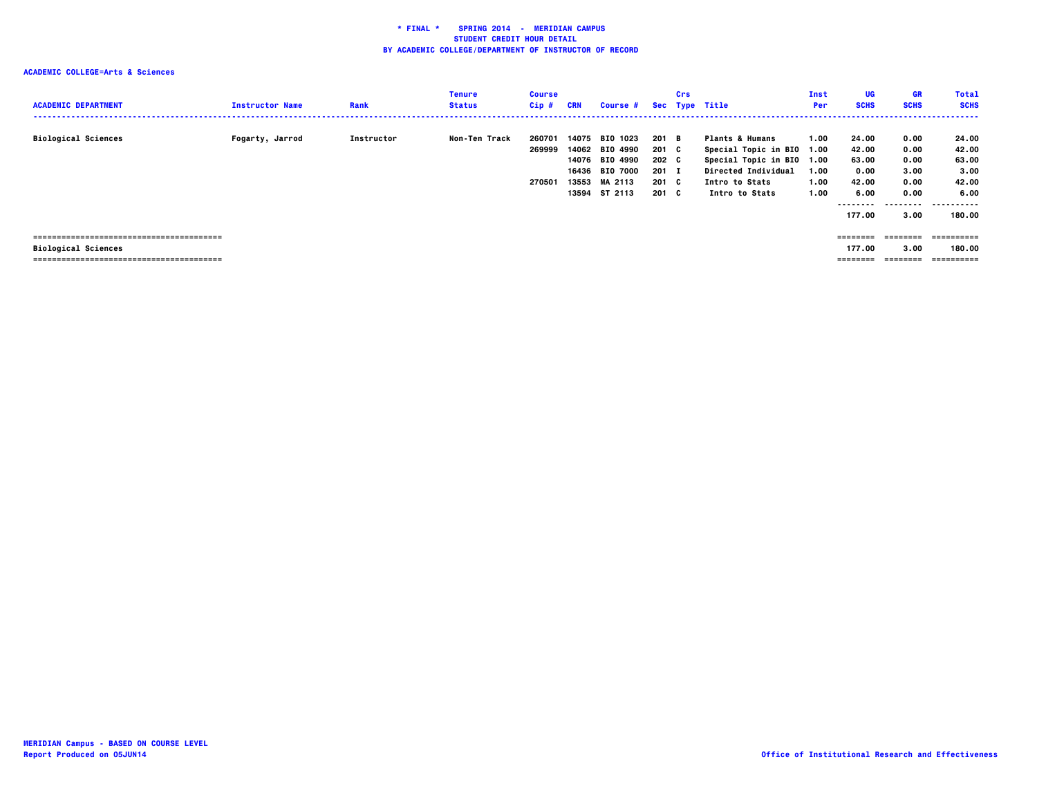**\* FINAL \*  SPRING 2014 - MERIDIAN CAMPUS**
**STUDENT CREDIT HOUR DETAIL**
**BY ACADEMIC COLLEGE/DEPARTMENT OF INSTRUCTOR OF RECORD**

**ACADEMIC COLLEGE=Arts & Sciences**

| ACADEMIC DEPARTMENT | Instructor Name | Rank | Tenure Status | Course Cip # | CRN | Course # | Sec | Crs Type | Title | Inst Per | UG SCHS | GR SCHS | Total SCHS |
|---|---|---|---|---|---|---|---|---|---|---|---|---|---|
| Biological Sciences | Fogarty, Jarrod | Instructor | Non-Ten Track | 260701 | 14075 | BIO 1023 | 201 | B | Plants & Humans | 1.00 | 24.00 | 0.00 | 24.00 |
| | | | | 269999 | 14062 | BIO 4990 | 201 | C | Special Topic in BIO | 1.00 | 42.00 | 0.00 | 42.00 |
| | | | | | 14076 | BIO 4990 | 202 | C | Special Topic in BIO | 1.00 | 63.00 | 0.00 | 63.00 |
| | | | | | 16436 | BIO 7000 | 201 | I | Directed Individual | 1.00 | 0.00 | 3.00 | 3.00 |
| | | | | 270501 | 13553 | MA 2113 | 201 | C | Intro to Stats | 1.00 | 42.00 | 0.00 | 42.00 |
| | | | | | 13594 | ST 2113 | 201 | C | Intro to Stats | 1.00 | 6.00 | 0.00 | 6.00 |
| | | | | | | | | | | | 177.00 | 3.00 | 180.00 |
| Biological Sciences | | | | | | | | | | | 177.00 | 3.00 | 180.00 |

MERIDIAN Campus - BASED ON COURSE LEVEL
Report Produced on 05JUN14

Office of Institutional Research and Effectiveness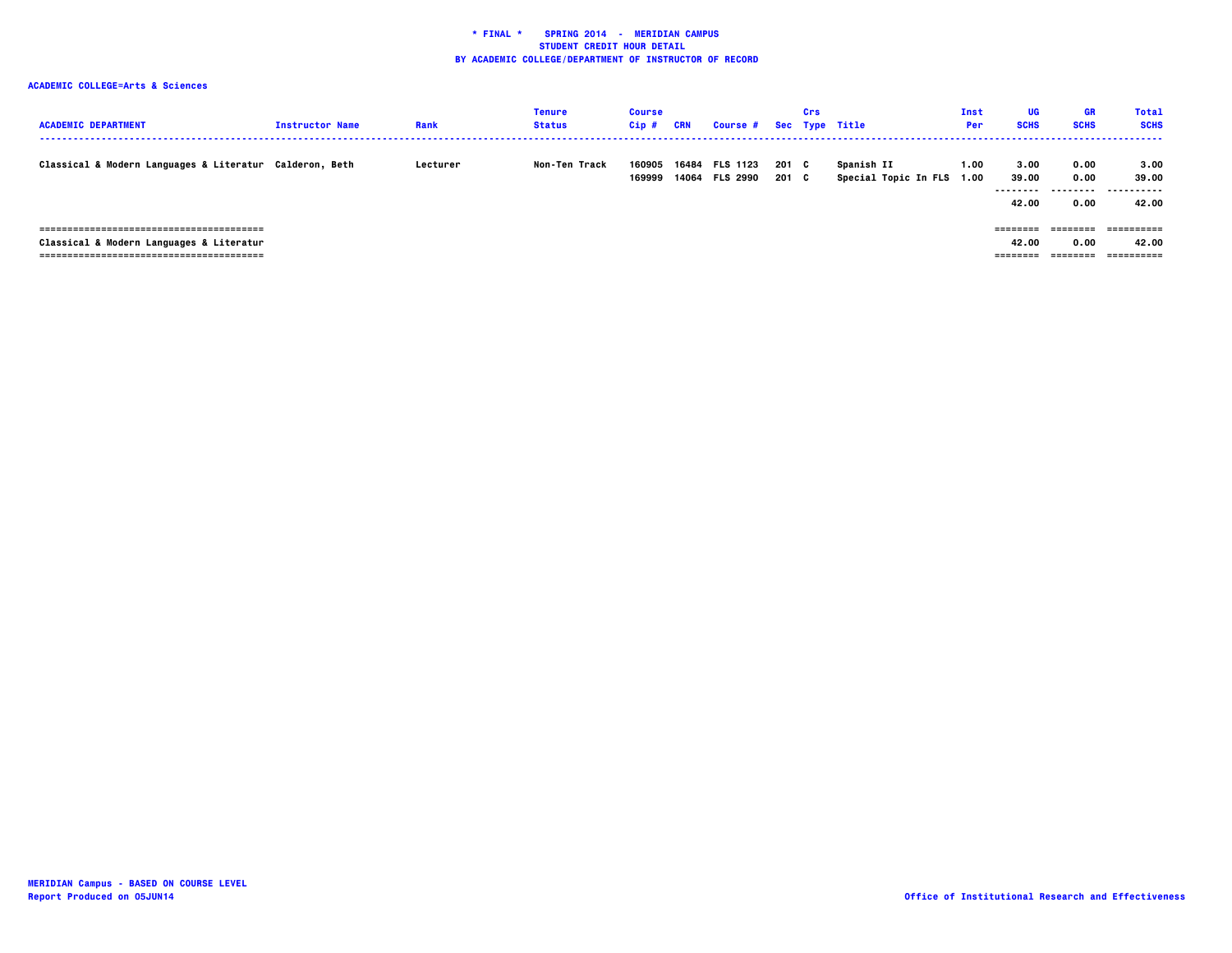**\* FINAL \* SPRING 2014 - MERIDIAN CAMPUS**
**STUDENT CREDIT HOUR DETAIL**
**BY ACADEMIC COLLEGE/DEPARTMENT OF INSTRUCTOR OF RECORD**

**ACADEMIC COLLEGE=Arts & Sciences**

| ACADEMIC DEPARTMENT | Instructor Name | Rank | Tenure Status | Course Cip # | CRN | Course # | Sec | Crs Type | Title | Inst Per | UG SCHS | GR SCHS | Total SCHS |
|---|---|---|---|---|---|---|---|---|---|---|---|---|---|
| Classical & Modern Languages & Literatur | Calderon, Beth | Lecturer | Non-Ten Track | 160905 | 16484 | FLS 1123 | 201 | C | Spanish II | 1.00 | 3.00 | 0.00 | 3.00 |
| | | | | 169999 | 14064 | FLS 2990 | 201 | C | Special Topic In FLS | 1.00 | 39.00 | 0.00 | 39.00 |
| | | | | | | | | | | | 42.00 | 0.00 | 42.00 |
| Classical & Modern Languages & Literatur | | | | | | | | | | | 42.00 | 0.00 | 42.00 |

MERIDIAN Campus - BASED ON COURSE LEVEL
Report Produced on 05JUN14

Office of Institutional Research and Effectiveness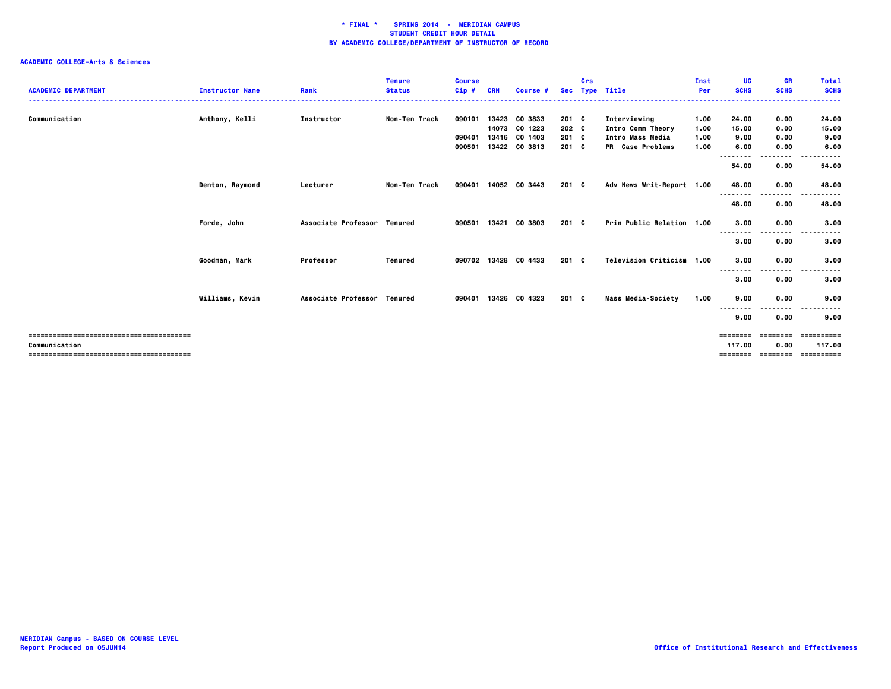**\* FINAL \* SPRING 2014 - MERIDIAN CAMPUS**
**STUDENT CREDIT HOUR DETAIL**
**BY ACADEMIC COLLEGE/DEPARTMENT OF INSTRUCTOR OF RECORD**

**ACADEMIC COLLEGE=Arts & Sciences**

| ACADEMIC DEPARTMENT | Instructor Name | Rank | Tenure Status | Course Cip # | CRN | Course # | Sec | Crs Type | Title | Inst Per | UG SCHS | GR SCHS | Total SCHS |
|---|---|---|---|---|---|---|---|---|---|---|---|---|---|
| Communication | Anthony, Kelli | Instructor | Non-Ten Track | 090101 | 13423 | CO 3833 | 201 | C | Interviewing | 1.00 | 24.00 | 0.00 | 24.00 |
| | | | | | 14073 | CO 1223 | 202 | C | Intro Comm Theory | 1.00 | 15.00 | 0.00 | 15.00 |
| | | | | 090401 | 13416 | CO 1403 | 201 | C | Intro Mass Media | 1.00 | 9.00 | 0.00 | 9.00 |
| | | | | 090501 | 13422 | CO 3813 | 201 | C | PR Case Problems | 1.00 | 6.00 | 0.00 | 6.00 |
| | | | | | | | | | | | 54.00 | 0.00 | 54.00 |
| | Denton, Raymond | Lecturer | Non-Ten Track | 090401 | 14052 | CO 3443 | 201 | C | Adv News Writ-Report | 1.00 | 48.00 | 0.00 | 48.00 |
| | | | | | | | | | | | 48.00 | 0.00 | 48.00 |
| | Forde, John | Associate Professor | Tenured | 090501 | 13421 | CO 3803 | 201 | C | Prin Public Relation | 1.00 | 3.00 | 0.00 | 3.00 |
| | | | | | | | | | | | 3.00 | 0.00 | 3.00 |
| | Goodman, Mark | Professor | Tenured | 090702 | 13428 | CO 4433 | 201 | C | Television Criticism | 1.00 | 3.00 | 0.00 | 3.00 |
| | | | | | | | | | | | 3.00 | 0.00 | 3.00 |
| | Williams, Kevin | Associate Professor | Tenured | 090401 | 13426 | CO 4323 | 201 | C | Mass Media-Society | 1.00 | 9.00 | 0.00 | 9.00 |
| | | | | | | | | | | | 9.00 | 0.00 | 9.00 |
| Communication | | | | | | | | | | | 117.00 | 0.00 | 117.00 |

**MERIDIAN Campus - BASED ON COURSE LEVEL**
**Report Produced on 05JUN14**

**Office of Institutional Research and Effectiveness**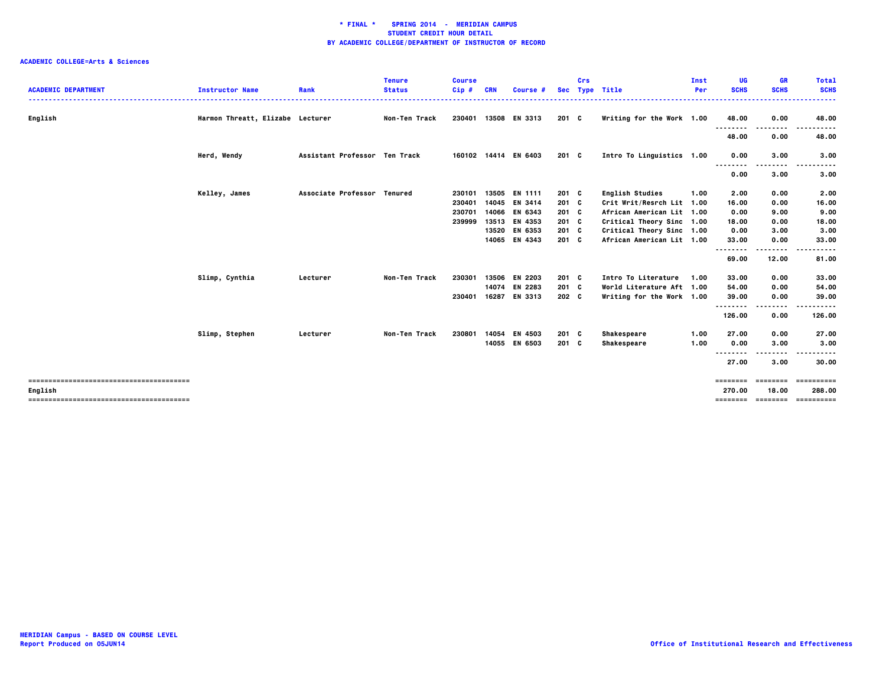**\* FINAL \* SPRING 2014 - MERIDIAN CAMPUS**
**STUDENT CREDIT HOUR DETAIL**
**BY ACADEMIC COLLEGE/DEPARTMENT OF INSTRUCTOR OF RECORD**

**ACADEMIC COLLEGE=Arts & Sciences**

| ACADEMIC DEPARTMENT | Instructor Name | Rank | Tenure Status | Course Cip # | CRN | Course # | Sec | Crs Type | Title | Inst Per | UG SCHS | GR SCHS | Total SCHS |
|---|---|---|---|---|---|---|---|---|---|---|---|---|---|
| English | Harmon Threatt, Elizabe | Lecturer | Non-Ten Track | 230401 | 13508 | EN 3313 | 201 | C | Writing for the Work | 1.00 | 48.00 | 0.00 | 48.00 |
| | | | | | | | | | | | 48.00 | 0.00 | 48.00 |
| | Herd, Wendy | Assistant Professor | Ten Track | 160102 | 14414 | EN 6403 | 201 | C | Intro To Linguistics | 1.00 | 0.00 | 3.00 | 3.00 |
| | | | | | | | | | | | 0.00 | 3.00 | 3.00 |
| | Kelley, James | Associate Professor | Tenured | 230101 | 13505 | EN 1111 | 201 | C | English Studies | 1.00 | 2.00 | 0.00 | 2.00 |
| | | | | 230401 | 14045 | EN 3414 | 201 | C | Crit Writ/Resrch Lit | 1.00 | 16.00 | 0.00 | 16.00 |
| | | | | 230701 | 14066 | EN 6343 | 201 | C | African American Lit | 1.00 | 0.00 | 9.00 | 9.00 |
| | | | | 239999 | 13513 | EN 4353 | 201 | C | Critical Theory Sinc | 1.00 | 18.00 | 0.00 | 18.00 |
| | | | | | 13520 | EN 6353 | 201 | C | Critical Theory Sinc | 1.00 | 0.00 | 3.00 | 3.00 |
| | | | | | 14065 | EN 4343 | 201 | C | African American Lit | 1.00 | 33.00 | 0.00 | 33.00 |
| | | | | | | | | | | | 69.00 | 12.00 | 81.00 |
| | Slimp, Cynthia | Lecturer | Non-Ten Track | 230301 | 13506 | EN 2203 | 201 | C | Intro To Literature | 1.00 | 33.00 | 0.00 | 33.00 |
| | | | | | 14074 | EN 2283 | 201 | C | World Literature Aft | 1.00 | 54.00 | 0.00 | 54.00 |
| | | | | 230401 | 16287 | EN 3313 | 202 | C | Writing for the Work | 1.00 | 39.00 | 0.00 | 39.00 |
| | | | | | | | | | | | 126.00 | 0.00 | 126.00 |
| | Slimp, Stephen | Lecturer | Non-Ten Track | 230801 | 14054 | EN 4503 | 201 | C | Shakespeare | 1.00 | 27.00 | 0.00 | 27.00 |
| | | | | | 14055 | EN 6503 | 201 | C | Shakespeare | 1.00 | 0.00 | 3.00 | 3.00 |
| | | | | | | | | | | | 27.00 | 3.00 | 30.00 |
| English | | | | | | | | | | | 270.00 | 18.00 | 288.00 |

MERIDIAN Campus - BASED ON COURSE LEVEL
Report Produced on 05JUN14

Office of Institutional Research and Effectiveness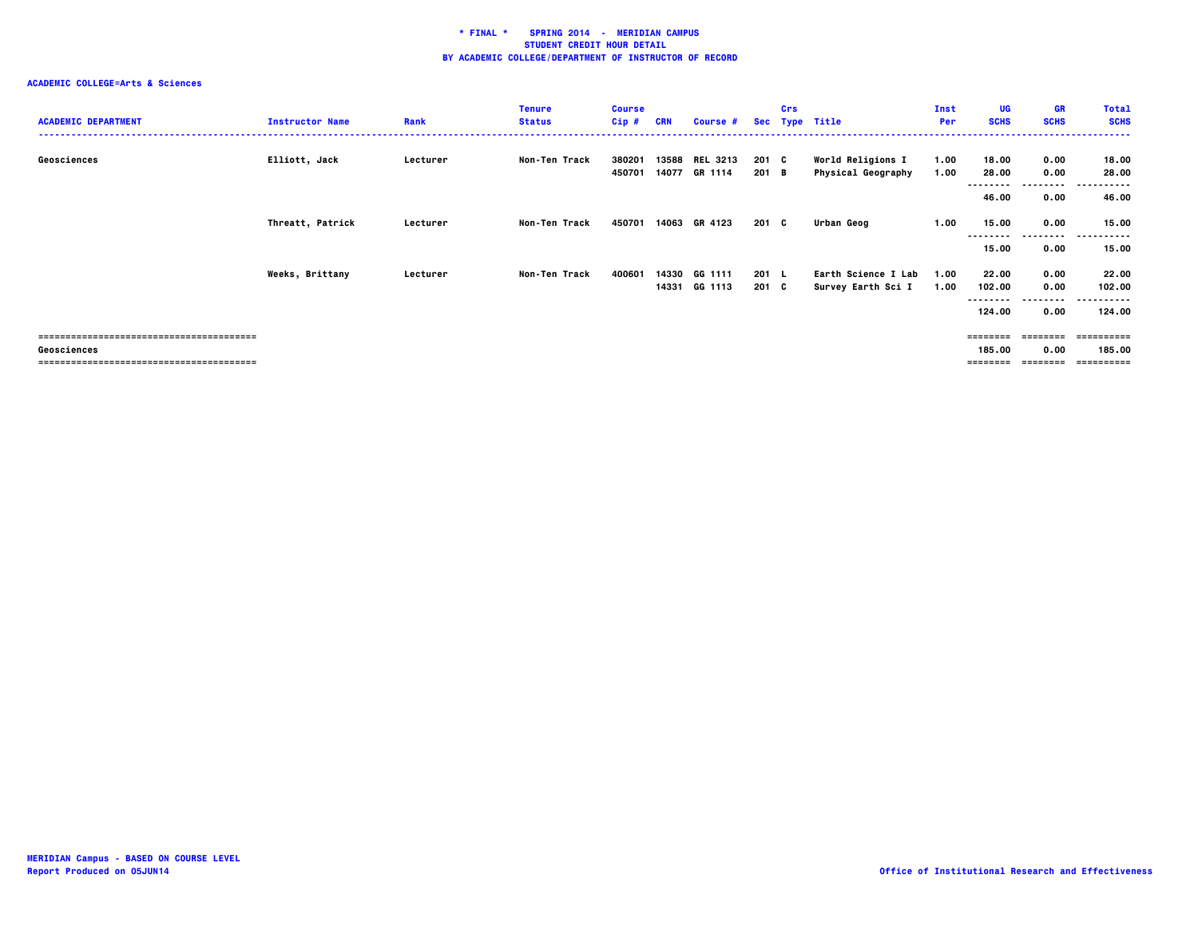**\* FINAL \* SPRING 2014 - MERIDIAN CAMPUS**
**STUDENT CREDIT HOUR DETAIL**
**BY ACADEMIC COLLEGE/DEPARTMENT OF INSTRUCTOR OF RECORD**

**ACADEMIC COLLEGE=Arts & Sciences**

| ACADEMIC DEPARTMENT | Instructor Name | Rank | Tenure Status | Course Cip # | CRN | Course # | Sec | Crs Type | Title | Inst Per | UG SCHS | GR SCHS | Total SCHS |
|---|---|---|---|---|---|---|---|---|---|---|---|---|---|
| Geosciences | Elliott, Jack | Lecturer | Non-Ten Track | 380201 | 13588 | REL 3213 | 201 | C | World Religions I | 1.00 | 18.00 | 0.00 | 18.00 |
| | | | | 450701 | 14077 | GR 1114 | 201 | B | Physical Geography | 1.00 | 28.00 | 0.00 | 28.00 |
| | | | | | | | | | | | 46.00 | 0.00 | 46.00 |
| | Threatt, Patrick | Lecturer | Non-Ten Track | 450701 | 14063 | GR 4123 | 201 | C | Urban Geog | 1.00 | 15.00 | 0.00 | 15.00 |
| | | | | | | | | | | | 15.00 | 0.00 | 15.00 |
| | Weeks, Brittany | Lecturer | Non-Ten Track | 400601 | 14330 | GG 1111 | 201 | L | Earth Science I Lab | 1.00 | 22.00 | 0.00 | 22.00 |
| | | | | | 14331 | GG 1113 | 201 | C | Survey Earth Sci I | 1.00 | 102.00 | 0.00 | 102.00 |
| | | | | | | | | | | | 124.00 | 0.00 | 124.00 |
| Geosciences | | | | | | | | | | | 185.00 | 0.00 | 185.00 |

MERIDIAN Campus - BASED ON COURSE LEVEL
Report Produced on 05JUN14

Office of Institutional Research and Effectiveness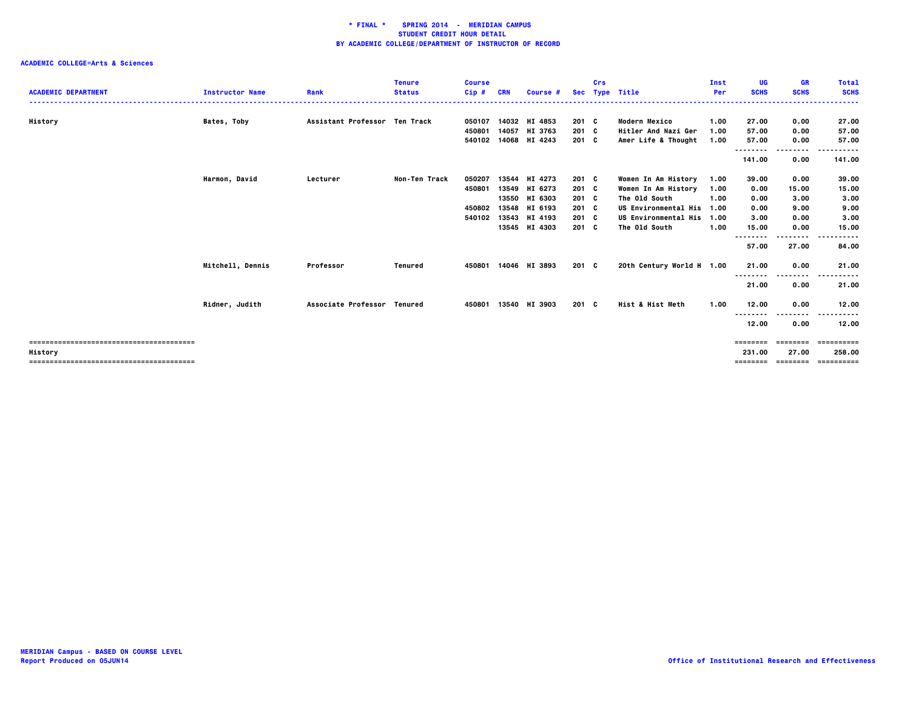# * FINAL * SPRING 2014 - MERIDIAN CAMPUS
## STUDENT CREDIT HOUR DETAIL
## BY ACADEMIC COLLEGE/DEPARTMENT OF INSTRUCTOR OF RECORD

**ACADEMIC COLLEGE=Arts & Sciences**

| ACADEMIC DEPARTMENT | Instructor Name | Rank | Tenure Status | Course Cip # | CRN | Course # | Sec | Crs Type | Title | Inst Per | UG SCHS | GR SCHS | Total SCHS |
|---|---|---|---|---|---|---|---|---|---|---|---|---|---|
| History | Bates, Toby | Assistant Professor | Ten Track | 050107 | 14032 | HI 4853 | 201 | C | Modern Mexico | 1.00 | 27.00 | 0.00 | 27.00 |
| | | | | 450801 | 14057 | HI 3763 | 201 | C | Hitler And Nazi Ger | 1.00 | 57.00 | 0.00 | 57.00 |
| | | | | 540102 | 14068 | HI 4243 | 201 | C | Amer Life & Thought | 1.00 | 57.00 | 0.00 | 57.00 |
| | | | | | | | | | | | 141.00 | 0.00 | 141.00 |
| | Harmon, David | Lecturer | Non-Ten Track | 050207 | 13544 | HI 4273 | 201 | C | Women In Am History | 1.00 | 39.00 | 0.00 | 39.00 |
| | | | | 450801 | 13549 | HI 6273 | 201 | C | Women In Am History | 1.00 | 0.00 | 15.00 | 15.00 |
| | | | | | 13550 | HI 6303 | 201 | C | The Old South | 1.00 | 0.00 | 3.00 | 3.00 |
| | | | | 450802 | 13548 | HI 6193 | 201 | C | US Environmental His | 1.00 | 0.00 | 9.00 | 9.00 |
| | | | | 540102 | 13543 | HI 4193 | 201 | C | US Environmental His | 1.00 | 3.00 | 0.00 | 3.00 |
| | | | | | 13545 | HI 4303 | 201 | C | The Old South | 1.00 | 15.00 | 0.00 | 15.00 |
| | | | | | | | | | | | 57.00 | 27.00 | 84.00 |
| | Mitchell, Dennis | Professor | Tenured | 450801 | 14046 | HI 3893 | 201 | C | 20th Century World H | 1.00 | 21.00 | 0.00 | 21.00 |
| | | | | | | | | | | | 21.00 | 0.00 | 21.00 |
| | Ridner, Judith | Associate Professor | Tenured | 450801 | 13540 | HI 3903 | 201 | C | Hist & Hist Meth | 1.00 | 12.00 | 0.00 | 12.00 |
| | | | | | | | | | | | 12.00 | 0.00 | 12.00 |
| History | | | | | | | | | | | 231.00 | 27.00 | 258.00 |

MERIDIAN Campus - BASED ON COURSE LEVEL
Report Produced on 05JUN14

Office of Institutional Research and Effectiveness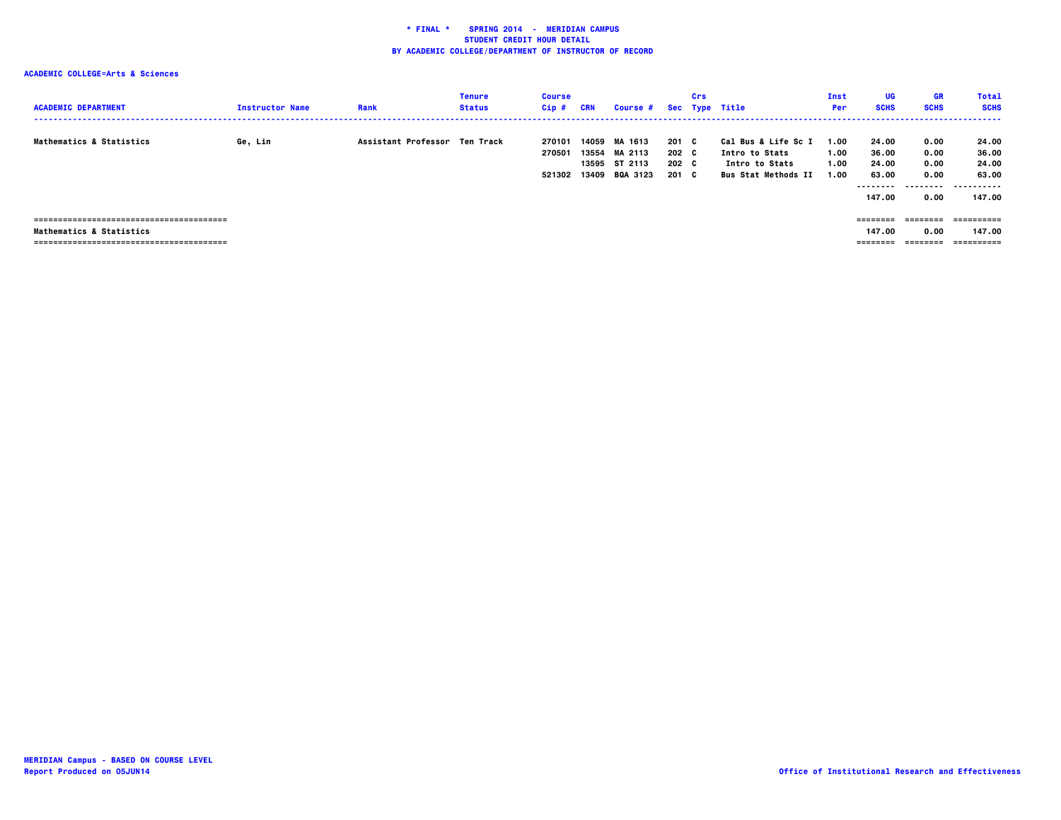**\* FINAL \* SPRING 2014 - MERIDIAN CAMPUS**
**STUDENT CREDIT HOUR DETAIL**
**BY ACADEMIC COLLEGE/DEPARTMENT OF INSTRUCTOR OF RECORD**

**ACADEMIC COLLEGE=Arts & Sciences**

| ACADEMIC DEPARTMENT | Instructor Name | Rank | Tenure Status | Course Cip # | CRN | Course # | Sec | Crs Type | Title | Inst Per | UG SCHS | GR SCHS | Total SCHS |
|---|---|---|---|---|---|---|---|---|---|---|---|---|---|
| Mathematics & Statistics | Ge, Lin | Assistant Professor | Ten Track | 270101 | 14059 | MA 1613 | 201 | C | Cal Bus & Life Sc I | 1.00 | 24.00 | 0.00 | 24.00 |
| | | | | 270501 | 13554 | MA 2113 | 202 | C | Intro to Stats | 1.00 | 36.00 | 0.00 | 36.00 |
| | | | | | 13595 | ST 2113 | 202 | C | Intro to Stats | 1.00 | 24.00 | 0.00 | 24.00 |
| | | | | 521302 | 13409 | BQA 3123 | 201 | C | Bus Stat Methods II | 1.00 | 63.00 | 0.00 | 63.00 |
| | | | | | | | | | | | 147.00 | 0.00 | 147.00 |
| Mathematics & Statistics | | | | | | | | | | | 147.00 | 0.00 | 147.00 |

MERIDIAN Campus - BASED ON COURSE LEVEL
Report Produced on 05JUN14

Office of Institutional Research and Effectiveness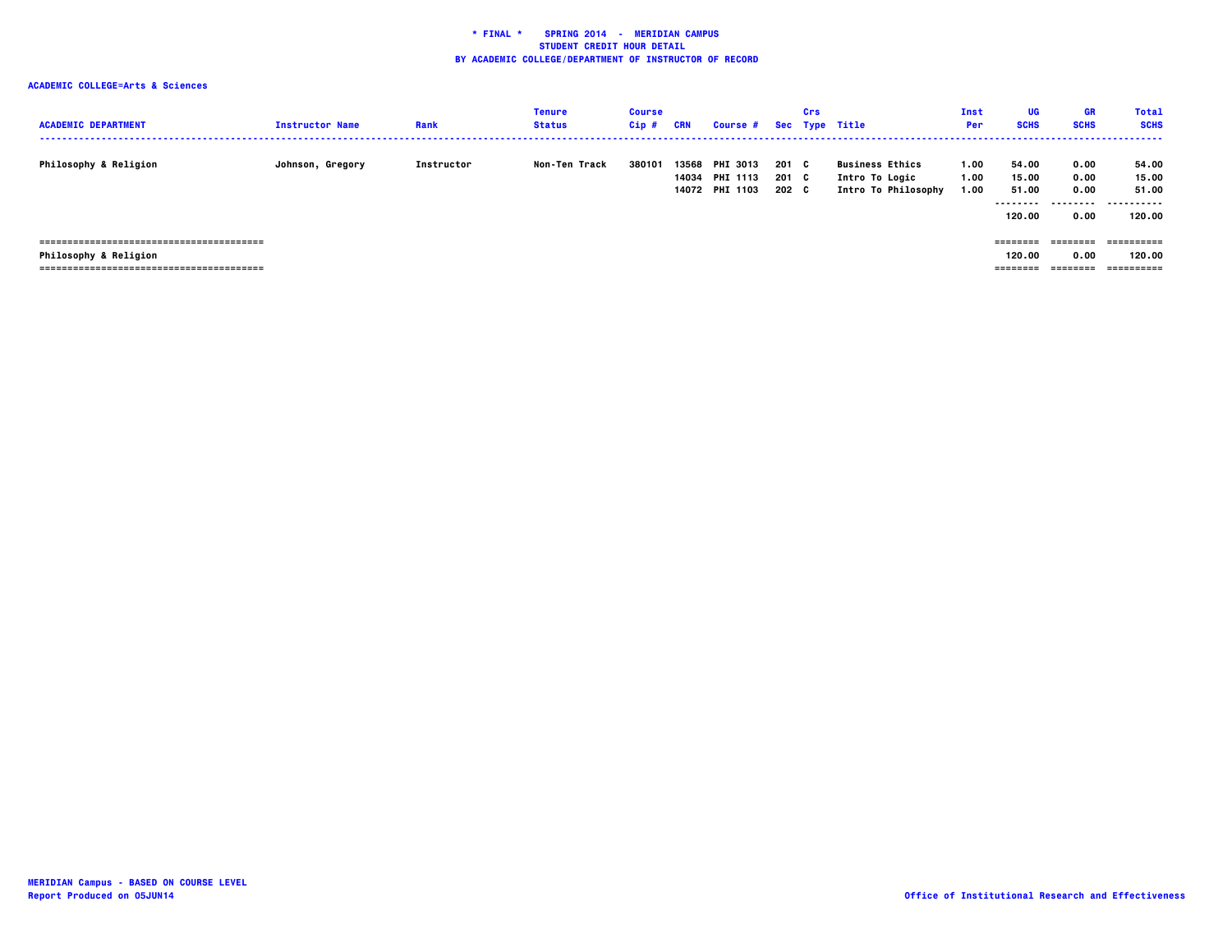**\* FINAL \* SPRING 2014 - MERIDIAN CAMPUS**
**STUDENT CREDIT HOUR DETAIL**
**BY ACADEMIC COLLEGE/DEPARTMENT OF INSTRUCTOR OF RECORD**

**ACADEMIC COLLEGE=Arts & Sciences**

| ACADEMIC DEPARTMENT | Instructor Name | Rank | Tenure Status | Course Cip # | CRN | Course # | Sec | Crs Type | Title | Inst Per | UG SCHS | GR SCHS | Total SCHS |
|---|---|---|---|---|---|---|---|---|---|---|---|---|---|
| Philosophy & Religion | Johnson, Gregory | Instructor | Non-Ten Track | 380101 | 13568 | PHI 3013 | 201 | C | Business Ethics | 1.00 | 54.00 | 0.00 | 54.00 |
| | | | | | 14034 | PHI 1113 | 201 | C | Intro To Logic | 1.00 | 15.00 | 0.00 | 15.00 |
| | | | | | 14072 | PHI 1103 | 202 | C | Intro To Philosophy | 1.00 | 51.00 | 0.00 | 51.00 |
| | | | | | | | | | | | 120.00 | 0.00 | 120.00 |
| Philosophy & Religion | | | | | | | | | | | 120.00 | 0.00 | 120.00 |

MERIDIAN Campus - BASED ON COURSE LEVEL
Report Produced on 05JUN14

Office of Institutional Research and Effectiveness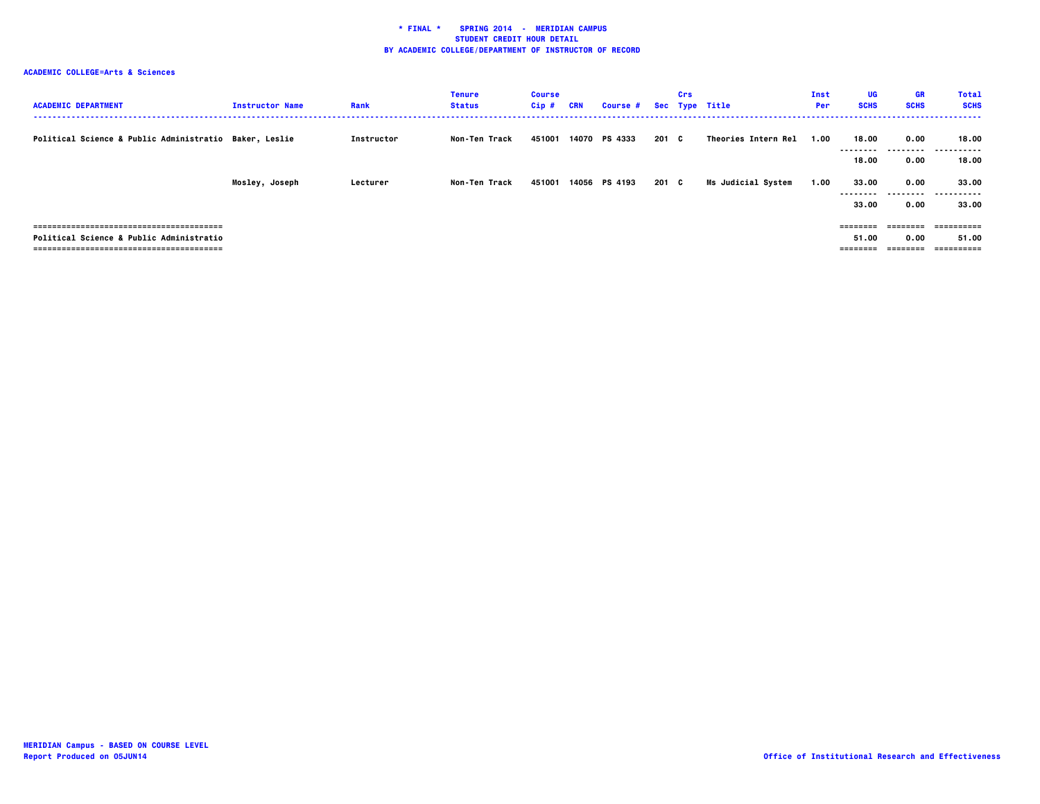# * FINAL * SPRING 2014 - MERIDIAN CAMPUS
## STUDENT CREDIT HOUR DETAIL
## BY ACADEMIC COLLEGE/DEPARTMENT OF INSTRUCTOR OF RECORD

**ACADEMIC COLLEGE=Arts & Sciences**

| ACADEMIC DEPARTMENT | Instructor Name | Rank | Tenure Status | Course Cip # | CRN | Course # | Sec | Crs Type | Title | Inst Per | UG SCHS | GR SCHS | Total SCHS |
|---|---|---|---|---|---|---|---|---|---|---|---|---|---|
| Political Science & Public Administratio | Baker, Leslie | Instructor | Non-Ten Track | 451001 | 14070 | PS 4333 | 201 | C | Theories Intern Rel | 1.00 | 18.00 | 0.00 | 18.00 |
| | | | | | | | | | | | 18.00 | 0.00 | 18.00 |
| | Mosley, Joseph | Lecturer | Non-Ten Track | 451001 | 14056 | PS 4193 | 201 | C | Ms Judicial System | 1.00 | 33.00 | 0.00 | 33.00 |
| | | | | | | | | | | | 33.00 | 0.00 | 33.00 |
| Political Science & Public Administratio | | | | | | | | | | | 51.00 | 0.00 | 51.00 |

MERIDIAN Campus - BASED ON COURSE LEVEL
Report Produced on 05JUN14

Office of Institutional Research and Effectiveness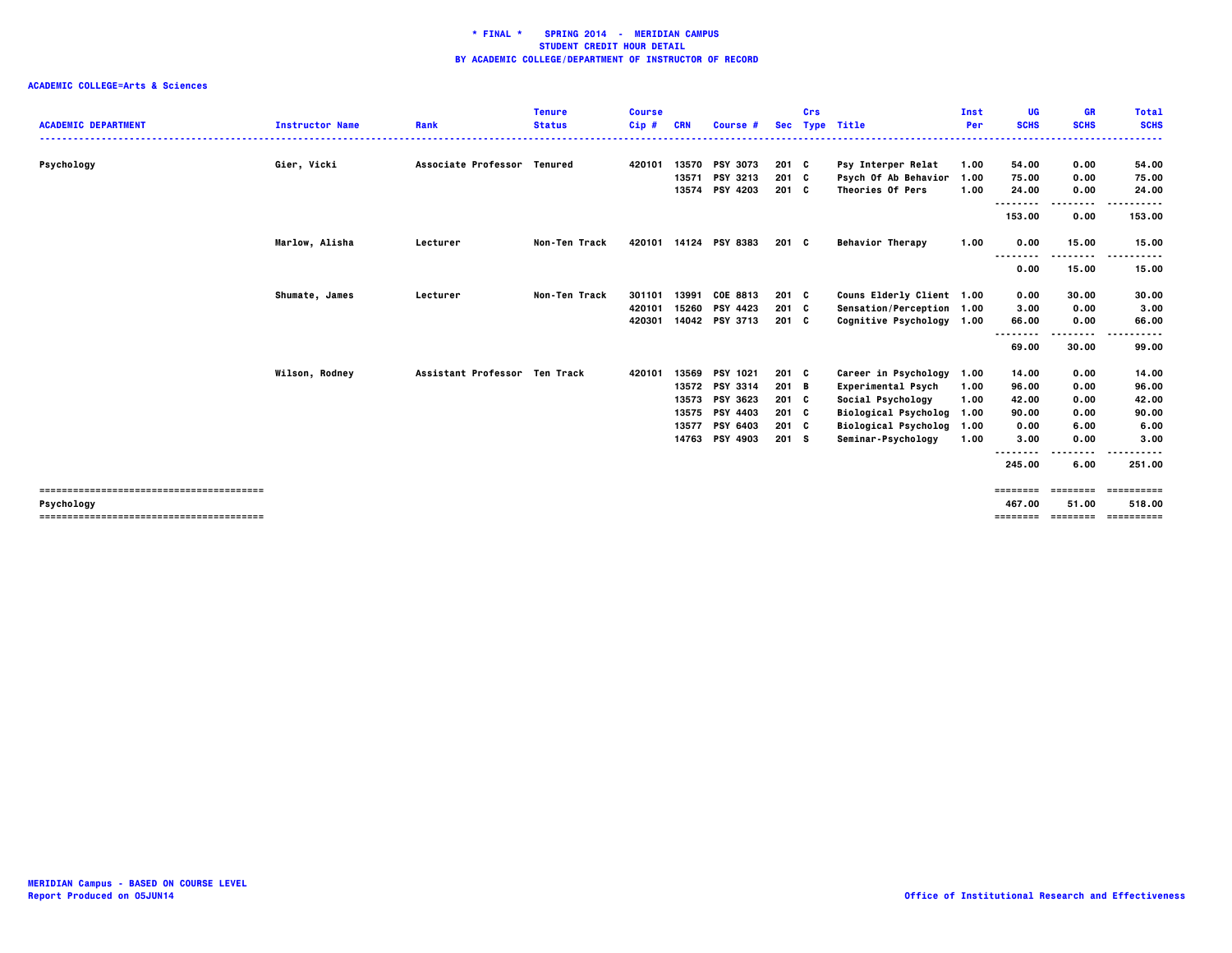**\* FINAL \* SPRING 2014 - MERIDIAN CAMPUS**
**STUDENT CREDIT HOUR DETAIL**
**BY ACADEMIC COLLEGE/DEPARTMENT OF INSTRUCTOR OF RECORD**

**ACADEMIC COLLEGE=Arts & Sciences**

| ACADEMIC DEPARTMENT | Instructor Name | Rank | Tenure Status | Course Cip # | CRN | Course # | Sec | Crs Type | Title | Inst Per | UG SCHS | GR SCHS | Total SCHS |
|---|---|---|---|---|---|---|---|---|---|---|---|---|---|
| Psychology | Gier, Vicki | Associate Professor | Tenured | 420101 | 13570 | PSY 3073 | 201 | C | Psy Interper Relat | 1.00 | 54.00 | 0.00 | 54.00 |
| | | | | | 13571 | PSY 3213 | 201 | C | Psych Of Ab Behavior | 1.00 | 75.00 | 0.00 | 75.00 |
| | | | | | 13574 | PSY 4203 | 201 | C | Theories Of Pers | 1.00 | 24.00 | 0.00 | 24.00 |
| | | | | | | | | | | | 153.00 | 0.00 | 153.00 |
| | Marlow, Alisha | Lecturer | Non-Ten Track | 420101 | 14124 | PSY 8383 | 201 | C | Behavior Therapy | 1.00 | 0.00 | 15.00 | 15.00 |
| | | | | | | | | | | | 0.00 | 15.00 | 15.00 |
| | Shumate, James | Lecturer | Non-Ten Track | 301101 | 13991 | COE 8813 | 201 | C | Couns Elderly Client | 1.00 | 0.00 | 30.00 | 30.00 |
| | | | | 420101 | 15260 | PSY 4423 | 201 | C | Sensation/Perception | 1.00 | 3.00 | 0.00 | 3.00 |
| | | | | 420301 | 14042 | PSY 3713 | 201 | C | Cognitive Psychology | 1.00 | 66.00 | 0.00 | 66.00 |
| | | | | | | | | | | | 69.00 | 30.00 | 99.00 |
| | Wilson, Rodney | Assistant Professor | Ten Track | 420101 | 13569 | PSY 1021 | 201 | C | Career in Psychology | 1.00 | 14.00 | 0.00 | 14.00 |
| | | | | | 13572 | PSY 3314 | 201 | B | Experimental Psych | 1.00 | 96.00 | 0.00 | 96.00 |
| | | | | | 13573 | PSY 3623 | 201 | C | Social Psychology | 1.00 | 42.00 | 0.00 | 42.00 |
| | | | | | 13575 | PSY 4403 | 201 | C | Biological Psycholog | 1.00 | 90.00 | 0.00 | 90.00 |
| | | | | | 13577 | PSY 6403 | 201 | C | Biological Psycholog | 1.00 | 0.00 | 6.00 | 6.00 |
| | | | | | 14763 | PSY 4903 | 201 | S | Seminar-Psychology | 1.00 | 3.00 | 0.00 | 3.00 |
| | | | | | | | | | | | 245.00 | 6.00 | 251.00 |
| Psychology | | | | | | | | | | | 467.00 | 51.00 | 518.00 |

MERIDIAN Campus - BASED ON COURSE LEVEL
Report Produced on 05JUN14

Office of Institutional Research and Effectiveness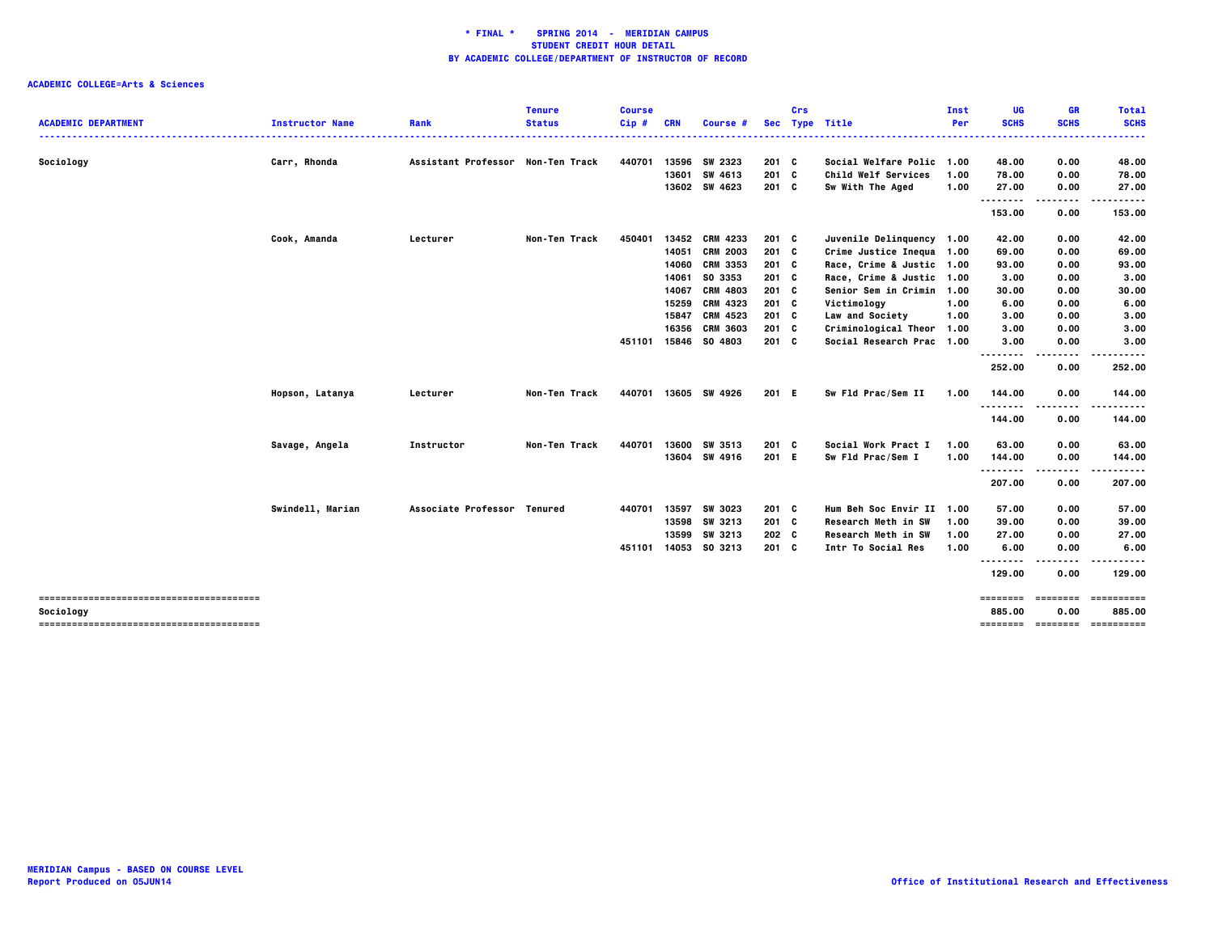**\* FINAL \* SPRING 2014 - MERIDIAN CAMPUS**
**STUDENT CREDIT HOUR DETAIL**
**BY ACADEMIC COLLEGE/DEPARTMENT OF INSTRUCTOR OF RECORD**

**ACADEMIC COLLEGE=Arts & Sciences**

| ACADEMIC DEPARTMENT | Instructor Name | Rank | Tenure Status | Course Cip # | CRN | Course # | Sec | Crs Type | Title | Inst Per | UG SCHS | GR SCHS | Total SCHS |
|---|---|---|---|---|---|---|---|---|---|---|---|---|---|
| Sociology | Carr, Rhonda | Assistant Professor | Non-Ten Track | 440701 | 13596 | SW 2323 | 201 | C | Social Welfare Polic | 1.00 | 48.00 | 0.00 | 48.00 |
| | | | | | 13601 | SW 4613 | 201 | C | Child Welf Services | 1.00 | 78.00 | 0.00 | 78.00 |
| | | | | | 13602 | SW 4623 | 201 | C | Sw With The Aged | 1.00 | 27.00 | 0.00 | 27.00 |
| | | | | | | | | | | | 153.00 | 0.00 | 153.00 |
| | Cook, Amanda | Lecturer | Non-Ten Track | 450401 | 13452 | CRM 4233 | 201 | C | Juvenile Delinquency | 1.00 | 42.00 | 0.00 | 42.00 |
| | | | | | 14051 | CRM 2003 | 201 | C | Crime Justice Inequa | 1.00 | 69.00 | 0.00 | 69.00 |
| | | | | | 14060 | CRM 3353 | 201 | C | Race, Crime & Justic | 1.00 | 93.00 | 0.00 | 93.00 |
| | | | | | 14061 | SO 3353 | 201 | C | Race, Crime & Justic | 1.00 | 3.00 | 0.00 | 3.00 |
| | | | | | 14067 | CRM 4803 | 201 | C | Senior Sem in Crimin | 1.00 | 30.00 | 0.00 | 30.00 |
| | | | | | 15259 | CRM 4323 | 201 | C | Victimology | 1.00 | 6.00 | 0.00 | 6.00 |
| | | | | | 15847 | CRM 4523 | 201 | C | Law and Society | 1.00 | 3.00 | 0.00 | 3.00 |
| | | | | | 16356 | CRM 3603 | 201 | C | Criminological Theor | 1.00 | 3.00 | 0.00 | 3.00 |
| | | | | 451101 | 15846 | SO 4803 | 201 | C | Social Research Prac | 1.00 | 3.00 | 0.00 | 3.00 |
| | | | | | | | | | | | 252.00 | 0.00 | 252.00 |
| | Hopson, Latanya | Lecturer | Non-Ten Track | 440701 | 13605 | SW 4926 | 201 | E | Sw Fld Prac/Sem II | 1.00 | 144.00 | 0.00 | 144.00 |
| | | | | | | | | | | | 144.00 | 0.00 | 144.00 |
| | Savage, Angela | Instructor | Non-Ten Track | 440701 | 13600 | SW 3513 | 201 | C | Social Work Pract I | 1.00 | 63.00 | 0.00 | 63.00 |
| | | | | | 13604 | SW 4916 | 201 | E | Sw Fld Prac/Sem I | 1.00 | 144.00 | 0.00 | 144.00 |
| | | | | | | | | | | | 207.00 | 0.00 | 207.00 |
| | Swindell, Marian | Associate Professor | Tenured | 440701 | 13597 | SW 3023 | 201 | C | Hum Beh Soc Envir II | 1.00 | 57.00 | 0.00 | 57.00 |
| | | | | | 13598 | SW 3213 | 201 | C | Research Meth in SW | 1.00 | 39.00 | 0.00 | 39.00 |
| | | | | | 13599 | SW 3213 | 202 | C | Research Meth in SW | 1.00 | 27.00 | 0.00 | 27.00 |
| | | | | 451101 | 14053 | SO 3213 | 201 | C | Intr To Social Res | 1.00 | 6.00 | 0.00 | 6.00 |
| | | | | | | | | | | | 129.00 | 0.00 | 129.00 |
| Sociology | | | | | | | | | | | 885.00 | 0.00 | 885.00 |

MERIDIAN Campus - BASED ON COURSE LEVEL
Report Produced on 05JUN14

Office of Institutional Research and Effectiveness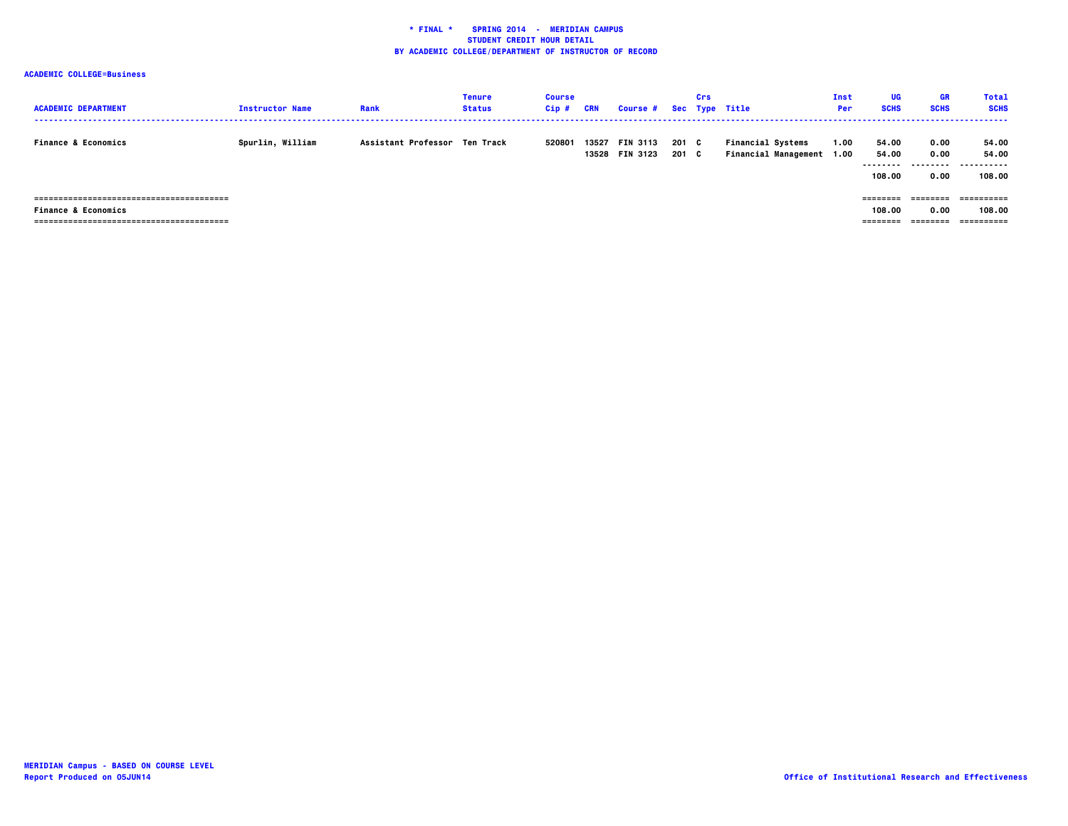**\* FINAL \* SPRING 2014 - MERIDIAN CAMPUS**
**STUDENT CREDIT HOUR DETAIL**
**BY ACADEMIC COLLEGE/DEPARTMENT OF INSTRUCTOR OF RECORD**

**ACADEMIC COLLEGE=Business**

| ACADEMIC DEPARTMENT | Instructor Name | Rank | Tenure Status | Course Cip # | CRN | Course # | Sec | Crs Type | Title | Inst Per | UG SCHS | GR SCHS | Total SCHS |
|---|---|---|---|---|---|---|---|---|---|---|---|---|---|
| Finance & Economics | Spurlin, William | Assistant Professor | Ten Track | 520801 | 13527 | FIN 3113 | 201 | C | Financial Systems | 1.00 | 54.00 | 0.00 | 54.00 |
| | | | | | 13528 | FIN 3123 | 201 | C | Financial Management | 1.00 | 54.00 | 0.00 | 54.00 |
| | | | | | | | | | | | 108.00 | 0.00 | 108.00 |
| Finance & Economics | | | | | | | | | | | 108.00 | 0.00 | 108.00 |

MERIDIAN Campus - BASED ON COURSE LEVEL
Report Produced on 05JUN14

Office of Institutional Research and Effectiveness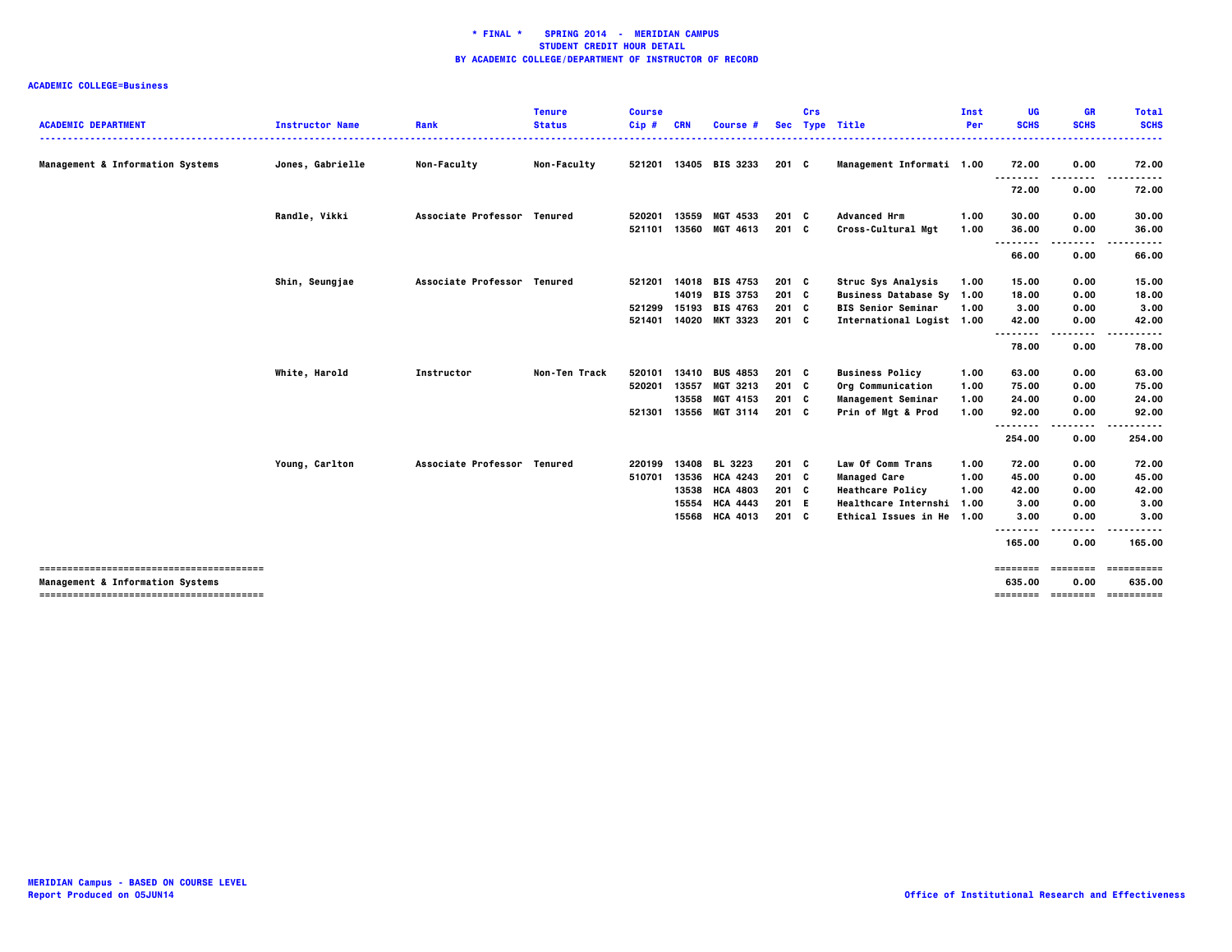**\* FINAL \* SPRING 2014 - MERIDIAN CAMPUS**
**STUDENT CREDIT HOUR DETAIL**
**BY ACADEMIC COLLEGE/DEPARTMENT OF INSTRUCTOR OF RECORD**

**ACADEMIC COLLEGE=Business**

| ACADEMIC DEPARTMENT | Instructor Name | Rank | Tenure Status | Course Cip # | CRN | Course # | Sec | Crs Type | Title | Inst Per | UG SCHS | GR SCHS | Total SCHS |
|---|---|---|---|---|---|---|---|---|---|---|---|---|---|
| Management & Information Systems | Jones, Gabrielle | Non-Faculty | Non-Faculty | 521201 | 13405 | BIS 3233 | 201 | C | Management Informati | 1.00 | 72.00 | 0.00 | 72.00 |
| | | | | | | | | | | | 72.00 | 0.00 | 72.00 |
| | Randle, Vikki | Associate Professor | Tenured | 520201 | 13559 | MGT 4533 | 201 | C | Advanced Hrm | 1.00 | 30.00 | 0.00 | 30.00 |
| | | | | 521101 | 13560 | MGT 4613 | 201 | C | Cross-Cultural Mgt | 1.00 | 36.00 | 0.00 | 36.00 |
| | | | | | | | | | | | 66.00 | 0.00 | 66.00 |
| | Shin, Seungjae | Associate Professor | Tenured | 521201 | 14018 | BIS 4753 | 201 | C | Struc Sys Analysis | 1.00 | 15.00 | 0.00 | 15.00 |
| | | | | | 14019 | BIS 3753 | 201 | C | Business Database Sy | 1.00 | 18.00 | 0.00 | 18.00 |
| | | | | 521299 | 15193 | BIS 4763 | 201 | C | BIS Senior Seminar | 1.00 | 3.00 | 0.00 | 3.00 |
| | | | | 521401 | 14020 | MKT 3323 | 201 | C | International Logist | 1.00 | 42.00 | 0.00 | 42.00 |
| | | | | | | | | | | | 78.00 | 0.00 | 78.00 |
| | White, Harold | Instructor | Non-Ten Track | 520101 | 13410 | BUS 4853 | 201 | C | Business Policy | 1.00 | 63.00 | 0.00 | 63.00 |
| | | | | 520201 | 13557 | MGT 3213 | 201 | C | Org Communication | 1.00 | 75.00 | 0.00 | 75.00 |
| | | | | | 13558 | MGT 4153 | 201 | C | Management Seminar | 1.00 | 24.00 | 0.00 | 24.00 |
| | | | | 521301 | 13556 | MGT 3114 | 201 | C | Prin of Mgt & Prod | 1.00 | 92.00 | 0.00 | 92.00 |
| | | | | | | | | | | | 254.00 | 0.00 | 254.00 |
| | Young, Carlton | Associate Professor | Tenured | 220199 | 13408 | BL 3223 | 201 | C | Law Of Comm Trans | 1.00 | 72.00 | 0.00 | 72.00 |
| | | | | 510701 | 13536 | HCA 4243 | 201 | C | Managed Care | 1.00 | 45.00 | 0.00 | 45.00 |
| | | | | | 13538 | HCA 4803 | 201 | C | Heathcare Policy | 1.00 | 42.00 | 0.00 | 42.00 |
| | | | | | 15554 | HCA 4443 | 201 | E | Healthcare Internshi | 1.00 | 3.00 | 0.00 | 3.00 |
| | | | | | 15568 | HCA 4013 | 201 | C | Ethical Issues in He | 1.00 | 3.00 | 0.00 | 3.00 |
| | | | | | | | | | | | 165.00 | 0.00 | 165.00 |
| Management & Information Systems | | | | | | | | | | | 635.00 | 0.00 | 635.00 |

MERIDIAN Campus - BASED ON COURSE LEVEL
Report Produced on 05JUN14

Office of Institutional Research and Effectiveness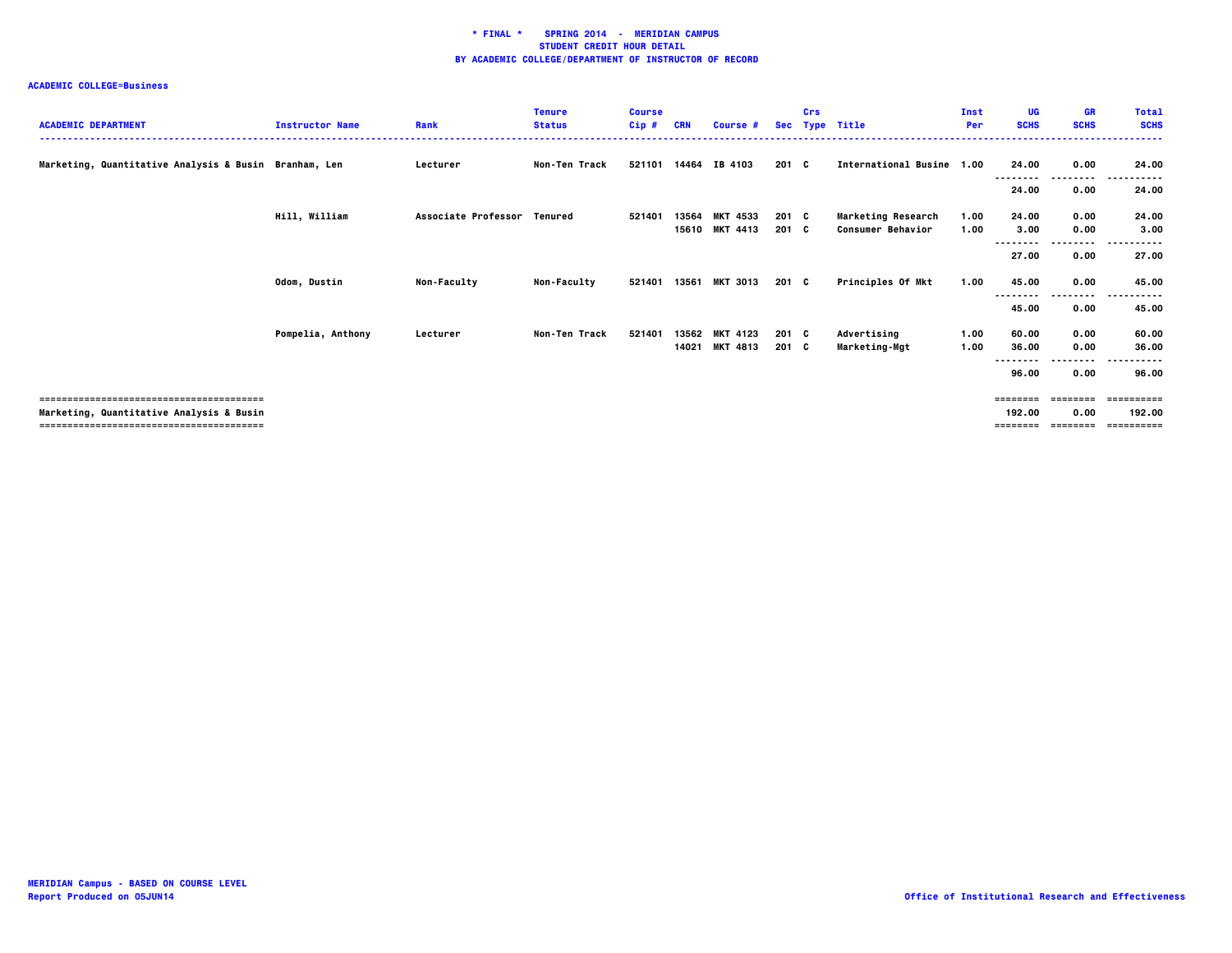**\* FINAL \* SPRING 2014 - MERIDIAN CAMPUS**
**STUDENT CREDIT HOUR DETAIL**
**BY ACADEMIC COLLEGE/DEPARTMENT OF INSTRUCTOR OF RECORD**

**ACADEMIC COLLEGE=Business**

| ACADEMIC DEPARTMENT | Instructor Name | Rank | Tenure Status | Course Cip # | CRN | Course # | Sec | Crs Type | Title | Inst Per | UG SCHS | GR SCHS | Total SCHS |
|---|---|---|---|---|---|---|---|---|---|---|---|---|---|
| Marketing, Quantitative Analysis & Busin | Branham, Len | Lecturer | Non-Ten Track | 521101 | 14464 | IB 4103 | 201 | C | International Busine | 1.00 | 24.00 | 0.00 | 24.00 |
| | | | | | | | | | | | 24.00 | 0.00 | 24.00 |
| | Hill, William | Associate Professor | Tenured | 521401 | 13564 | MKT 4533 | 201 | C | Marketing Research | 1.00 | 24.00 | 0.00 | 24.00 |
| | | | | | 15610 | MKT 4413 | 201 | C | Consumer Behavior | 1.00 | 3.00 | 0.00 | 3.00 |
| | | | | | | | | | | | 27.00 | 0.00 | 27.00 |
| | Odom, Dustin | Non-Faculty | Non-Faculty | 521401 | 13561 | MKT 3013 | 201 | C | Principles Of Mkt | 1.00 | 45.00 | 0.00 | 45.00 |
| | | | | | | | | | | | 45.00 | 0.00 | 45.00 |
| | Pompelia, Anthony | Lecturer | Non-Ten Track | 521401 | 13562 | MKT 4123 | 201 | C | Advertising | 1.00 | 60.00 | 0.00 | 60.00 |
| | | | | | 14021 | MKT 4813 | 201 | C | Marketing-Mgt | 1.00 | 36.00 | 0.00 | 36.00 |
| | | | | | | | | | | | 96.00 | 0.00 | 96.00 |
| Marketing, Quantitative Analysis & Busin | | | | | | | | | | | 192.00 | 0.00 | 192.00 |

MERIDIAN Campus - BASED ON COURSE LEVEL
Report Produced on 05JUN14

Office of Institutional Research and Effectiveness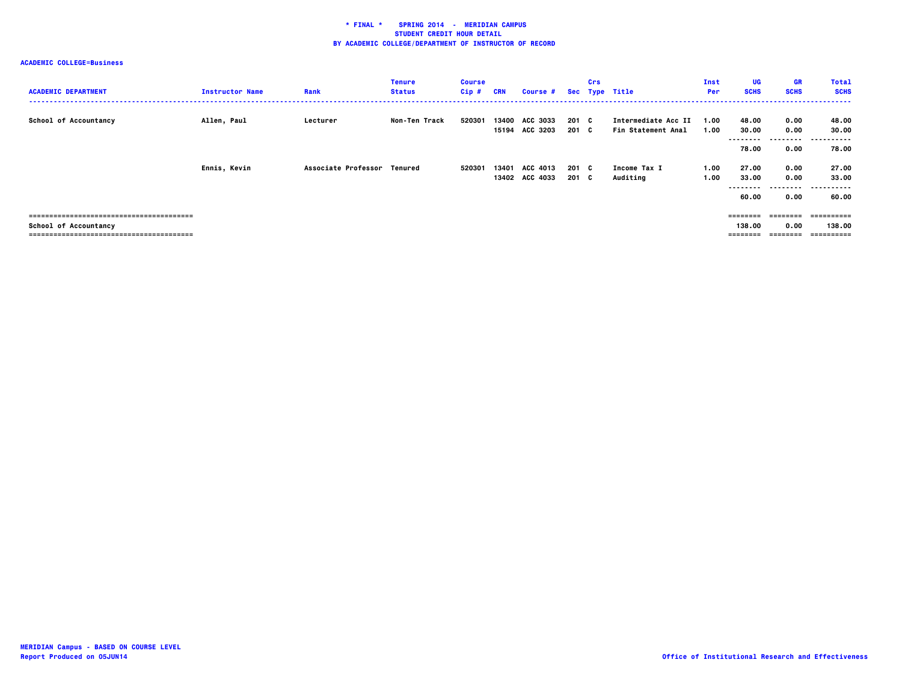**\* FINAL \* SPRING 2014 - MERIDIAN CAMPUS**
**STUDENT CREDIT HOUR DETAIL**
**BY ACADEMIC COLLEGE/DEPARTMENT OF INSTRUCTOR OF RECORD**

**ACADEMIC COLLEGE=Business**

| ACADEMIC DEPARTMENT | Instructor Name | Rank | Tenure Status | Course Cip # | CRN | Course # | Sec | Crs Type | Title | Inst Per | UG SCHS | GR SCHS | Total SCHS |
|---|---|---|---|---|---|---|---|---|---|---|---|---|---|
| School of Accountancy | Allen, Paul | Lecturer | Non-Ten Track | 520301 | 13400 | ACC 3033 | 201 | C | Intermediate Acc II | 1.00 | 48.00 | 0.00 | 48.00 |
| | | | | | 15194 | ACC 3203 | 201 | C | Fin Statement Anal | 1.00 | 30.00 | 0.00 | 30.00 |
| | | | | | | | | | | | 78.00 | 0.00 | 78.00 |
| | Ennis, Kevin | Associate Professor | Tenured | 520301 | 13401 | ACC 4013 | 201 | C | Income Tax I | 1.00 | 27.00 | 0.00 | 27.00 |
| | | | | | 13402 | ACC 4033 | 201 | C | Auditing | 1.00 | 33.00 | 0.00 | 33.00 |
| | | | | | | | | | | | 60.00 | 0.00 | 60.00 |
| School of Accountancy | | | | | | | | | | | 138.00 | 0.00 | 138.00 |

MERIDIAN Campus - BASED ON COURSE LEVEL
Report Produced on 05JUN14

Office of Institutional Research and Effectiveness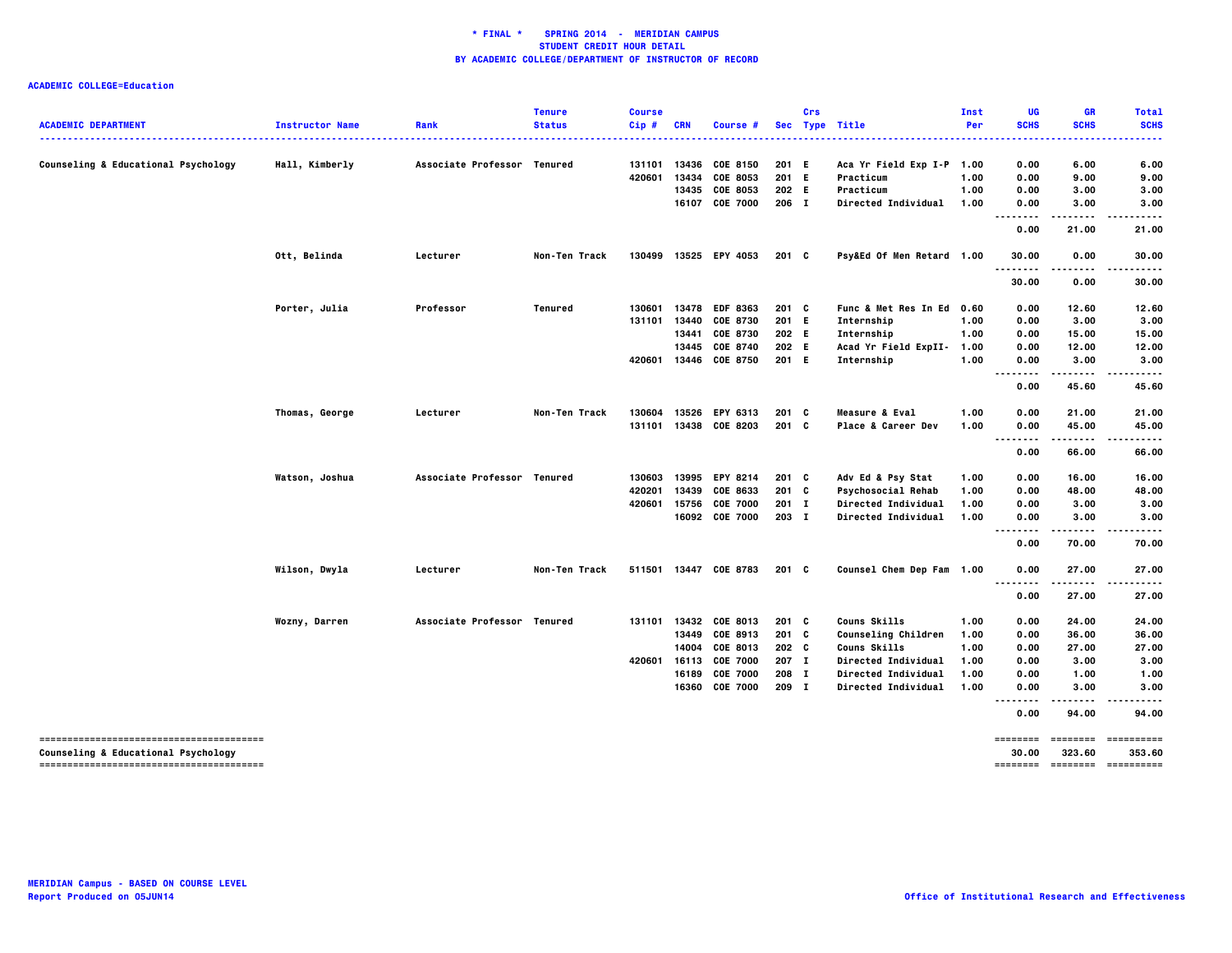**\* FINAL \* SPRING 2014 - MERIDIAN CAMPUS**
**STUDENT CREDIT HOUR DETAIL**
**BY ACADEMIC COLLEGE/DEPARTMENT OF INSTRUCTOR OF RECORD**

**ACADEMIC COLLEGE=Education**

| ACADEMIC DEPARTMENT | Instructor Name | Rank | Tenure Status | Course Cip # | CRN | Course # | Sec | Crs Type | Title | Inst Per | UG SCHS | GR SCHS | Total SCHS |
|---|---|---|---|---|---|---|---|---|---|---|---|---|---|
| Counseling & Educational Psychology | Hall, Kimberly | Associate Professor | Tenured | 131101 | 13436 | COE 8150 | 201 | E | Aca Yr Field Exp I-P | 1.00 | 0.00 | 6.00 | 6.00 |
| | | | | 420601 | 13434 | COE 8053 | 201 | E | Practicum | 1.00 | 0.00 | 9.00 | 9.00 |
| | | | | | 13435 | COE 8053 | 202 | E | Practicum | 1.00 | 0.00 | 3.00 | 3.00 |
| | | | | | 16107 | COE 7000 | 206 | I | Directed Individual | 1.00 | 0.00 | 3.00 | 3.00 |
| | | | | | | | | | | | 0.00 | 21.00 | 21.00 |
| | Ott, Belinda | Lecturer | Non-Ten Track | 130499 | 13525 | EPY 4053 | 201 | C | Psy&Ed Of Men Retard | 1.00 | 30.00 | 0.00 | 30.00 |
| | | | | | | | | | | | 30.00 | 0.00 | 30.00 |
| | Porter, Julia | Professor | Tenured | 130601 | 13478 | EDF 8363 | 201 | C | Func & Met Res In Ed | 0.60 | 0.00 | 12.60 | 12.60 |
| | | | | 131101 | 13440 | COE 8730 | 201 | E | Internship | 1.00 | 0.00 | 3.00 | 3.00 |
| | | | | | 13441 | COE 8730 | 202 | E | Internship | 1.00 | 0.00 | 15.00 | 15.00 |
| | | | | | 13445 | COE 8740 | 202 | E | Acad Yr Field ExpII- | 1.00 | 0.00 | 12.00 | 12.00 |
| | | | | 420601 | 13446 | COE 8750 | 201 | E | Internship | 1.00 | 0.00 | 3.00 | 3.00 |
| | | | | | | | | | | | 0.00 | 45.60 | 45.60 |
| | Thomas, George | Lecturer | Non-Ten Track | 130604 | 13526 | EPY 6313 | 201 | C | Measure & Eval | 1.00 | 0.00 | 21.00 | 21.00 |
| | | | | 131101 | 13438 | COE 8203 | 201 | C | Place & Career Dev | 1.00 | 0.00 | 45.00 | 45.00 |
| | | | | | | | | | | | 0.00 | 66.00 | 66.00 |
| | Watson, Joshua | Associate Professor | Tenured | 130603 | 13995 | EPY 8214 | 201 | C | Adv Ed & Psy Stat | 1.00 | 0.00 | 16.00 | 16.00 |
| | | | | 420201 | 13439 | COE 8633 | 201 | C | Psychosocial Rehab | 1.00 | 0.00 | 48.00 | 48.00 |
| | | | | 420601 | 15756 | COE 7000 | 201 | I | Directed Individual | 1.00 | 0.00 | 3.00 | 3.00 |
| | | | | | 16092 | COE 7000 | 203 | I | Directed Individual | 1.00 | 0.00 | 3.00 | 3.00 |
| | | | | | | | | | | | 0.00 | 70.00 | 70.00 |
| | Wilson, Dwyla | Lecturer | Non-Ten Track | 511501 | 13447 | COE 8783 | 201 | C | Counsel Chem Dep Fam | 1.00 | 0.00 | 27.00 | 27.00 |
| | | | | | | | | | | | 0.00 | 27.00 | 27.00 |
| | Wozny, Darren | Associate Professor | Tenured | 131101 | 13432 | COE 8013 | 201 | C | Couns Skills | 1.00 | 0.00 | 24.00 | 24.00 |
| | | | | | 13449 | COE 8913 | 201 | C | Counseling Children | 1.00 | 0.00 | 36.00 | 36.00 |
| | | | | | 14004 | COE 8013 | 202 | C | Couns Skills | 1.00 | 0.00 | 27.00 | 27.00 |
| | | | | 420601 | 16113 | COE 7000 | 207 | I | Directed Individual | 1.00 | 0.00 | 3.00 | 3.00 |
| | | | | | 16189 | COE 7000 | 208 | I | Directed Individual | 1.00 | 0.00 | 1.00 | 1.00 |
| | | | | | 16360 | COE 7000 | 209 | I | Directed Individual | 1.00 | 0.00 | 3.00 | 3.00 |
| | | | | | | | | | | | 0.00 | 94.00 | 94.00 |
| Counseling & Educational Psychology | | | | | | | | | | | 30.00 | 323.60 | 353.60 |

MERIDIAN Campus - BASED ON COURSE LEVEL
Report Produced on 05JUN14

Office of Institutional Research and Effectiveness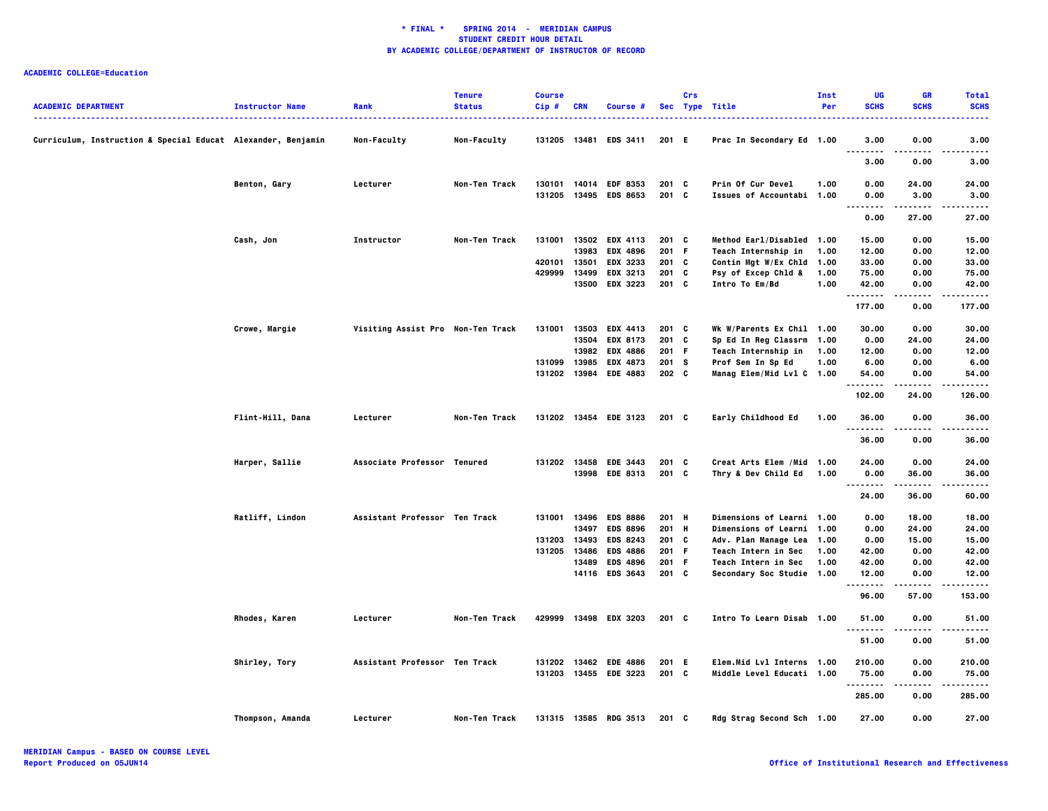**\* FINAL \* SPRING 2014 - MERIDIAN CAMPUS**
**STUDENT CREDIT HOUR DETAIL**
**BY ACADEMIC COLLEGE/DEPARTMENT OF INSTRUCTOR OF RECORD**

**ACADEMIC COLLEGE=Education**

| ACADEMIC DEPARTMENT | Instructor Name | Rank | Tenure Status | Course Cip # | CRN | Course # | Sec | Crs Type | Title | Inst Per | UG SCHS | GR SCHS | Total SCHS |
|---|---|---|---|---|---|---|---|---|---|---|---|---|---|
| Curriculum, Instruction & Special Educat | Alexander, Benjamin | Non-Faculty | Non-Faculty | 131205 | 13481 | EDS 3411 | 201 | E | Prac In Secondary Ed | 1.00 | 3.00 | 0.00 | 3.00 |
| | | | | | | | | | | | 3.00 | 0.00 | 3.00 |
| | Benton, Gary | Lecturer | Non-Ten Track | 130101 | 14014 | EDF 8353 | 201 | C | Prin Of Cur Devel | 1.00 | 0.00 | 24.00 | 24.00 |
| | | | | 131205 | 13495 | EDS 8653 | 201 | C | Issues of Accountabi | 1.00 | 0.00 | 3.00 | 3.00 |
| | | | | | | | | | | | 0.00 | 27.00 | 27.00 |
| | Cash, Jon | Instructor | Non-Ten Track | 131001 | 13502 | EDX 4113 | 201 | C | Method Earl/Disabled | 1.00 | 15.00 | 0.00 | 15.00 |
| | | | | | 13983 | EDX 4896 | 201 | F | Teach Internship in | 1.00 | 12.00 | 0.00 | 12.00 |
| | | | | 420101 | 13501 | EDX 3233 | 201 | C | Contin Mgt W/Ex Chld | 1.00 | 33.00 | 0.00 | 33.00 |
| | | | | 429999 | 13499 | EDX 3213 | 201 | C | Psy of Excep Chld & | 1.00 | 75.00 | 0.00 | 75.00 |
| | | | | | 13500 | EDX 3223 | 201 | C | Intro To Em/Bd | 1.00 | 42.00 | 0.00 | 42.00 |
| | | | | | | | | | | | 177.00 | 0.00 | 177.00 |
| | Crowe, Margie | Visiting Assist Pro | Non-Ten Track | 131001 | 13503 | EDX 4413 | 201 | C | Wk W/Parents Ex Chil | 1.00 | 30.00 | 0.00 | 30.00 |
| | | | | | 13504 | EDX 8173 | 201 | C | Sp Ed In Reg Classrm | 1.00 | 0.00 | 24.00 | 24.00 |
| | | | | | 13982 | EDX 4886 | 201 | F | Teach Internship in | 1.00 | 12.00 | 0.00 | 12.00 |
| | | | | 131099 | 13985 | EDX 4873 | 201 | S | Prof Sem In Sp Ed | 1.00 | 6.00 | 0.00 | 6.00 |
| | | | | 131202 | 13984 | EDE 4883 | 202 | C | Manag Elem/Mid Lvl C | 1.00 | 54.00 | 0.00 | 54.00 |
| | | | | | | | | | | | 102.00 | 24.00 | 126.00 |
| | Flint-Hill, Dana | Lecturer | Non-Ten Track | 131202 | 13454 | EDE 3123 | 201 | C | Early Childhood Ed | 1.00 | 36.00 | 0.00 | 36.00 |
| | | | | | | | | | | | 36.00 | 0.00 | 36.00 |
| | Harper, Sallie | Associate Professor | Tenured | 131202 | 13458 | EDE 3443 | 201 | C | Creat Arts Elem /Mid | 1.00 | 24.00 | 0.00 | 24.00 |
| | | | | | 13998 | EDE 8313 | 201 | C | Thry & Dev Child Ed | 1.00 | 0.00 | 36.00 | 36.00 |
| | | | | | | | | | | | 24.00 | 36.00 | 60.00 |
| | Ratliff, Lindon | Assistant Professor | Ten Track | 131001 | 13496 | EDS 8886 | 201 | H | Dimensions of Learni | 1.00 | 0.00 | 18.00 | 18.00 |
| | | | | | 13497 | EDS 8896 | 201 | H | Dimensions of Learni | 1.00 | 0.00 | 24.00 | 24.00 |
| | | | | 131203 | 13493 | EDS 8243 | 201 | C | Adv. Plan Manage Lea | 1.00 | 0.00 | 15.00 | 15.00 |
| | | | | 131205 | 13486 | EDS 4886 | 201 | F | Teach Intern in Sec | 1.00 | 42.00 | 0.00 | 42.00 |
| | | | | | 13489 | EDS 4896 | 201 | F | Teach Intern in Sec | 1.00 | 42.00 | 0.00 | 42.00 |
| | | | | | 14116 | EDS 3643 | 201 | C | Secondary Soc Studie | 1.00 | 12.00 | 0.00 | 12.00 |
| | | | | | | | | | | | 96.00 | 57.00 | 153.00 |
| | Rhodes, Karen | Lecturer | Non-Ten Track | 429999 | 13498 | EDX 3203 | 201 | C | Intro To Learn Disab | 1.00 | 51.00 | 0.00 | 51.00 |
| | | | | | | | | | | | 51.00 | 0.00 | 51.00 |
| | Shirley, Tory | Assistant Professor | Ten Track | 131202 | 13462 | EDE 4886 | 201 | E | Elem.Mid Lvl Interns | 1.00 | 210.00 | 0.00 | 210.00 |
| | | | | 131203 | 13455 | EDE 3223 | 201 | C | Middle Level Educati | 1.00 | 75.00 | 0.00 | 75.00 |
| | | | | | | | | | | | 285.00 | 0.00 | 285.00 |
| | Thompson, Amanda | Lecturer | Non-Ten Track | 131315 | 13585 | RDG 3513 | 201 | C | Rdg Strag Second Sch | 1.00 | 27.00 | 0.00 | 27.00 |

MERIDIAN Campus - BASED ON COURSE LEVEL
Report Produced on 05JUN14

Office of Institutional Research and Effectiveness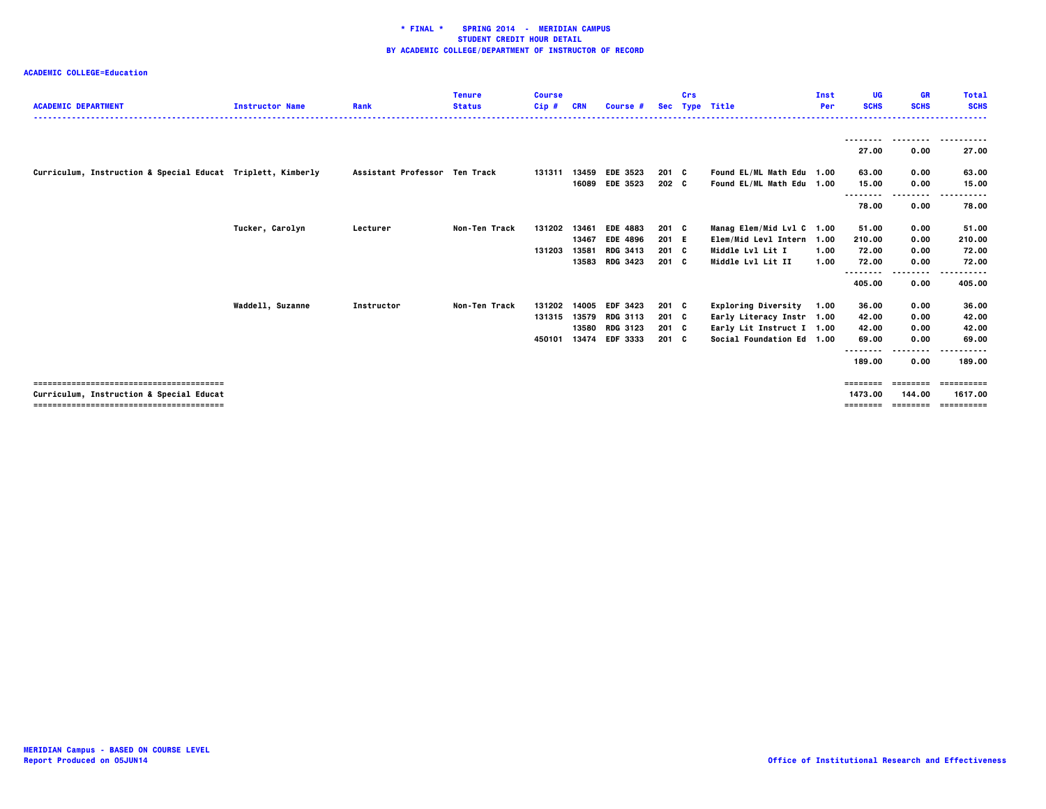**\* FINAL \*   SPRING 2014  -  MERIDIAN CAMPUS**
**STUDENT CREDIT HOUR DETAIL**
**BY ACADEMIC COLLEGE/DEPARTMENT OF INSTRUCTOR OF RECORD**

**ACADEMIC COLLEGE=Education**

| ACADEMIC DEPARTMENT | Instructor Name | Rank | Tenure Status | Course Cip # | CRN | Course # | Sec | Crs Type | Title | Inst Per | UG SCHS | GR SCHS | Total SCHS |
|---|---|---|---|---|---|---|---|---|---|---|---|---|---|
| | | | | | | | | | | | 27.00 | 0.00 | 27.00 |
| Curriculum, Instruction & Special Educat | Triplett, Kimberly | Assistant Professor | Ten Track | 131311 | 13459 | EDE 3523 | 201 | C | Found EL/ML Math Edu | 1.00 | 63.00 | 0.00 | 63.00 |
| | | | | | 16089 | EDE 3523 | 202 | C | Found EL/ML Math Edu | 1.00 | 15.00 | 0.00 | 15.00 |
| | | | | | | | | | | | 78.00 | 0.00 | 78.00 |
| | Tucker, Carolyn | Lecturer | Non-Ten Track | 131202 | 13461 | EDE 4883 | 201 | C | Manag Elem/Mid Lvl C | 1.00 | 51.00 | 0.00 | 51.00 |
| | | | | | 13467 | EDE 4896 | 201 | E | Elem/Mid Levl Intern | 1.00 | 210.00 | 0.00 | 210.00 |
| | | | | 131203 | 13581 | RDG 3413 | 201 | C | Middle Lvl Lit I | 1.00 | 72.00 | 0.00 | 72.00 |
| | | | | | 13583 | RDG 3423 | 201 | C | Middle Lvl Lit II | 1.00 | 72.00 | 0.00 | 72.00 |
| | | | | | | | | | | | 405.00 | 0.00 | 405.00 |
| | Waddell, Suzanne | Instructor | Non-Ten Track | 131202 | 14005 | EDF 3423 | 201 | C | Exploring Diversity | 1.00 | 36.00 | 0.00 | 36.00 |
| | | | | 131315 | 13579 | RDG 3113 | 201 | C | Early Literacy Instr | 1.00 | 42.00 | 0.00 | 42.00 |
| | | | | | 13580 | RDG 3123 | 201 | C | Early Lit Instruct I | 1.00 | 42.00 | 0.00 | 42.00 |
| | | | | 450101 | 13474 | EDF 3333 | 201 | C | Social Foundation Ed | 1.00 | 69.00 | 0.00 | 69.00 |
| | | | | | | | | | | | 189.00 | 0.00 | 189.00 |
| Curriculum, Instruction & Special Educat | | | | | | | | | | | 1473.00 | 144.00 | 1617.00 |

MERIDIAN Campus - BASED ON COURSE LEVEL
Report Produced on 05JUN14

Office of Institutional Research and Effectiveness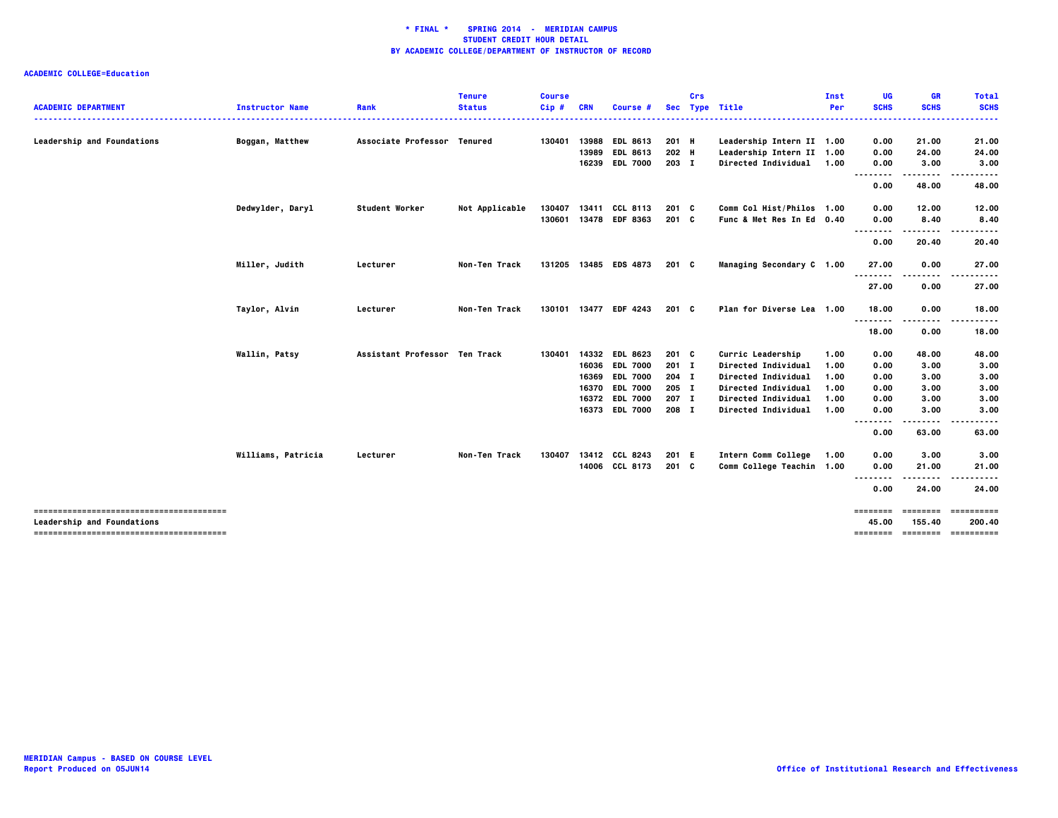**\* FINAL \* SPRING 2014 - MERIDIAN CAMPUS**
**STUDENT CREDIT HOUR DETAIL**
**BY ACADEMIC COLLEGE/DEPARTMENT OF INSTRUCTOR OF RECORD**

**ACADEMIC COLLEGE=Education**

| ACADEMIC DEPARTMENT | Instructor Name | Rank | Tenure Status | Course Cip # | CRN | Course # | Sec | Crs Type | Title | Inst Per | UG SCHS | GR SCHS | Total SCHS |
|---|---|---|---|---|---|---|---|---|---|---|---|---|---|
| Leadership and Foundations | Boggan, Matthew | Associate Professor | Tenured | 130401 | 13988 | EDL 8613 | 201 | H | Leadership Intern II | 1.00 | 0.00 | 21.00 | 21.00 |
| | | | | | 13989 | EDL 8613 | 202 | H | Leadership Intern II | 1.00 | 0.00 | 24.00 | 24.00 |
| | | | | | 16239 | EDL 7000 | 203 | I | Directed Individual | 1.00 | 0.00 | 3.00 | 3.00 |
| | | | | | | | | | | | 0.00 | 48.00 | 48.00 |
| | Dedwylder, Daryl | Student Worker | Not Applicable | 130407 | 13411 | CCL 8113 | 201 | C | Comm Col Hist/Philos | 1.00 | 0.00 | 12.00 | 12.00 |
| | | | | 130601 | 13478 | EDF 8363 | 201 | C | Func & Met Res In Ed | 0.40 | 0.00 | 8.40 | 8.40 |
| | | | | | | | | | | | 0.00 | 20.40 | 20.40 |
| | Miller, Judith | Lecturer | Non-Ten Track | 131205 | 13485 | EDS 4873 | 201 | C | Managing Secondary C | 1.00 | 27.00 | 0.00 | 27.00 |
| | | | | | | | | | | | 27.00 | 0.00 | 27.00 |
| | Taylor, Alvin | Lecturer | Non-Ten Track | 130101 | 13477 | EDF 4243 | 201 | C | Plan for Diverse Lea | 1.00 | 18.00 | 0.00 | 18.00 |
| | | | | | | | | | | | 18.00 | 0.00 | 18.00 |
| | Wallin, Patsy | Assistant Professor | Ten Track | 130401 | 14332 | EDL 8623 | 201 | C | Curric Leadership | 1.00 | 0.00 | 48.00 | 48.00 |
| | | | | | 16036 | EDL 7000 | 201 | I | Directed Individual | 1.00 | 0.00 | 3.00 | 3.00 |
| | | | | | 16369 | EDL 7000 | 204 | I | Directed Individual | 1.00 | 0.00 | 3.00 | 3.00 |
| | | | | | 16370 | EDL 7000 | 205 | I | Directed Individual | 1.00 | 0.00 | 3.00 | 3.00 |
| | | | | | 16372 | EDL 7000 | 207 | I | Directed Individual | 1.00 | 0.00 | 3.00 | 3.00 |
| | | | | | 16373 | EDL 7000 | 208 | I | Directed Individual | 1.00 | 0.00 | 3.00 | 3.00 |
| | | | | | | | | | | | 0.00 | 63.00 | 63.00 |
| | Williams, Patricia | Lecturer | Non-Ten Track | 130407 | 13412 | CCL 8243 | 201 | E | Intern Comm College | 1.00 | 0.00 | 3.00 | 3.00 |
| | | | | | 14006 | CCL 8173 | 201 | C | Comm College Teachin | 1.00 | 0.00 | 21.00 | 21.00 |
| | | | | | | | | | | | 0.00 | 24.00 | 24.00 |
| Leadership and Foundations | | | | | | | | | | | 45.00 | 155.40 | 200.40 |

MERIDIAN Campus - BASED ON COURSE LEVEL
Report Produced on 05JUN14

Office of Institutional Research and Effectiveness